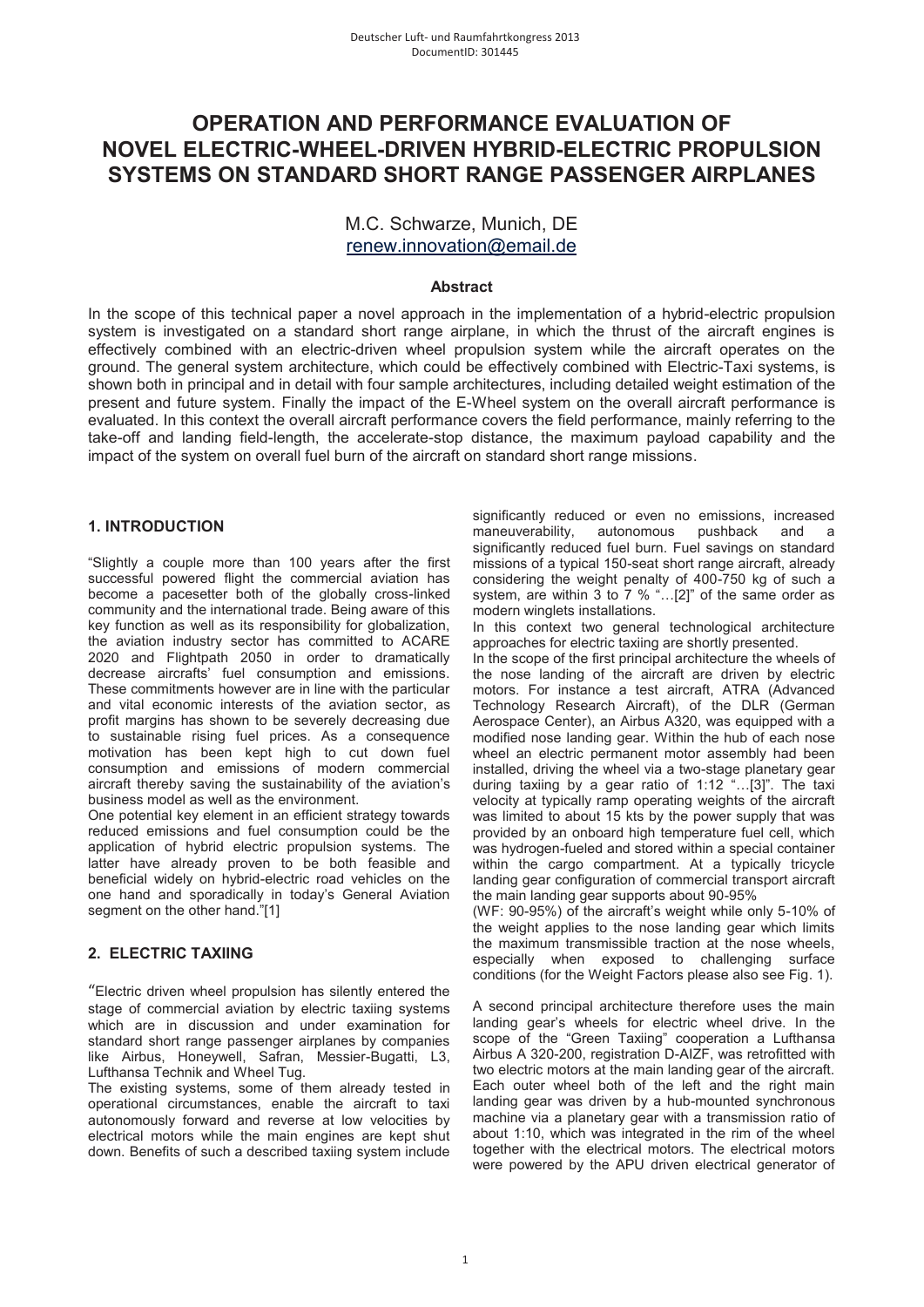# OPERATION AND PERFORMANCE EVALUATION OF NOVEL ELECTRIC-WHEEL-DRIVEN HYBRID-ELECTRIC PROPULSION SYSTEMS ON STANDARD SHORT RANGE PASSENGER AIRPLANES

M.C. Schwarze, Munich, DE
renew.innovation@email.de

### Abstract

In the scope of this technical paper a novel approach in the implementation of a hybrid-electric propulsion system is investigated on a standard short range airplane, in which the thrust of the aircraft engines is effectively combined with an electric-driven wheel propulsion system while the aircraft operates on the ground. The general system architecture, which could be effectively combined with Electric-Taxi systems, is shown both in principal and in detail with four sample architectures, including detailed weight estimation of the present and future system. Finally the impact of the E-Wheel system on the overall aircraft performance is evaluated. In this context the overall aircraft performance covers the field performance, mainly referring to the take-off and landing field-length, the accelerate-stop distance, the maximum payload capability and the impact of the system on overall fuel burn of the aircraft on standard short range missions.

## 1. INTRODUCTION

"Slightly a couple more than 100 years after the first successful powered flight the commercial aviation has become a pacesetter both of the globally cross-linked community and the international trade. Being aware of this key function as well as its responsibility for globalization, the aviation industry sector has committed to ACARE 2020 and Flightpath 2050 in order to dramatically decrease aircrafts' fuel consumption and emissions. These commitments however are in line with the particular and vital economic interests of the aviation sector, as profit margins has shown to be severely decreasing due to sustainable rising fuel prices. As a consequence motivation has been kept high to cut down fuel consumption and emissions of modern commercial aircraft thereby saving the sustainability of the aviation's business model as well as the environment.

One potential key element in an efficient strategy towards reduced emissions and fuel consumption could be the application of hybrid electric propulsion systems. The latter have already proven to be both feasible and beneficial widely on hybrid-electric road vehicles on the one hand and sporadically in today's General Aviation segment on the other hand."[1]

## 2. ELECTRIC TAXIING

"Electric driven wheel propulsion has silently entered the stage of commercial aviation by electric taxiing systems which are in discussion and under examination for standard short range passenger airplanes by companies like Airbus, Honeywell, Safran, Messier-Bugatti, L3, Lufthansa Technik and Wheel Tug.

The existing systems, some of them already tested in operational circumstances, enable the aircraft to taxi autonomously forward and reverse at low velocities by electrical motors while the main engines are kept shut down. Benefits of such a described taxiing system include significantly reduced or even no emissions, increased maneuverability, autonomous pushback and a significantly reduced fuel burn. Fuel savings on standard missions of a typical 150-seat short range aircraft, already considering the weight penalty of 400-750 kg of such a system, are within 3 to 7 % "…[2]" of the same order as modern winglets installations.

In this context two general technological architecture approaches for electric taxiing are shortly presented.

In the scope of the first principal architecture the wheels of the nose landing of the aircraft are driven by electric motors. For instance a test aircraft, ATRA (Advanced Technology Research Aircraft), of the DLR (German Aerospace Center), an Airbus A320, was equipped with a modified nose landing gear. Within the hub of each nose wheel an electric permanent motor assembly had been installed, driving the wheel via a two-stage planetary gear during taxiing by a gear ratio of 1:12 "…[3]". The taxi velocity at typically ramp operating weights of the aircraft was limited to about 15 kts by the power supply that was provided by an onboard high temperature fuel cell, which was hydrogen-fueled and stored within a special container within the cargo compartment. At a typically tricycle landing gear configuration of commercial transport aircraft the main landing gear supports about 90-95% (WF: 90-95%) of the aircraft's weight while only 5-10% of the weight applies to the nose landing gear which limits the maximum transmissible traction at the nose wheels, especially when exposed to challenging surface conditions (for the Weight Factors please also see Fig. 1).

A second principal architecture therefore uses the main landing gear's wheels for electric wheel drive. In the scope of the "Green Taxiing" cooperation a Lufthansa Airbus A 320-200, registration D-AIZF, was retrofitted with two electric motors at the main landing gear of the aircraft. Each outer wheel both of the left and the right main landing gear was driven by a hub-mounted synchronous machine via a planetary gear with a transmission ratio of about 1:10, which was integrated in the rim of the wheel together with the electrical motors. The electrical motors were powered by the APU driven electrical generator of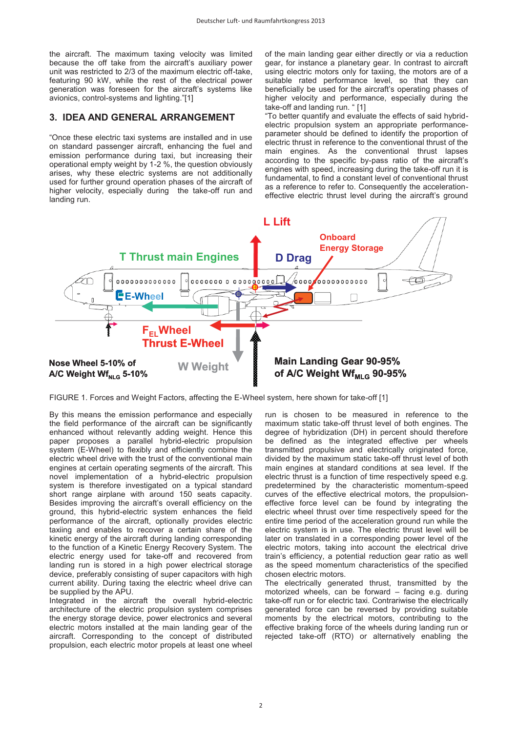the aircraft. The maximum taxing velocity was limited because the off take from the aircraft's auxiliary power unit was restricted to 2/3 of the maximum electric off-take, featuring 90 kW, while the rest of the electrical power generation was foreseen for the aircraft's systems like avionics, control-systems and lighting."[1]

## 3. IDEA AND GENERAL ARRANGEMENT

"Once these electric taxi systems are installed and in use on standard passenger aircraft, enhancing the fuel and emission performance during taxi, but increasing their operational empty weight by 1-2 %, the question obviously arises, why these electric systems are not additionally used for further ground operation phases of the aircraft of higher velocity, especially during the take-off run and landing run.

of the main landing gear either directly or via a reduction gear, for instance a planetary gear. In contrast to aircraft using electric motors only for taxiing, the motors are of a suitable rated performance level, so that they can beneficially be used for the aircraft's operating phases of higher velocity and performance, especially during the take-off and landing run. " [1]

"To better quantify and evaluate the effects of said hybrid-electric propulsion system an appropriate performance-parameter should be defined to identify the proportion of electric thrust in reference to the conventional thrust of the main engines. As the conventional thrust lapses according to the specific by-pass ratio of the aircraft's engines with speed, increasing during the take-off run it is fundamental, to find a constant level of conventional thrust as a reference to refer to. Consequently the acceleration-effective electric thrust level during the aircraft's ground

FIGURE 1. Forces and Weight Factors, affecting the E-Wheel system, here shown for take-off [1]

By this means the emission performance and especially the field performance of the aircraft can be significantly enhanced without relevantly adding weight. Hence this paper proposes a parallel hybrid-electric propulsion system (E-Wheel) to flexibly and efficiently combine the electric wheel drive with the trust of the conventional main engines at certain operating segments of the aircraft. This novel implementation of a hybrid-electric propulsion system is therefore investigated on a typical standard short range airplane with around 150 seats capacity. Besides improving the aircraft's overall efficiency on the ground, this hybrid-electric system enhances the field performance of the aircraft, optionally provides electric taxiing and enables to recover a certain share of the kinetic energy of the aircraft during landing corresponding to the function of a Kinetic Energy Recovery System. The electric energy used for take-off and recovered from landing run is stored in a high power electrical storage device, preferably consisting of super capacitors with high current ability. During taxing the electric wheel drive can be supplied by the APU.

Integrated in the aircraft the overall hybrid-electric architecture of the electric propulsion system comprises the energy storage device, power electronics and several electric motors installed at the main landing gear of the aircraft. Corresponding to the concept of distributed propulsion, each electric motor propels at least one wheel

run is chosen to be measured in reference to the maximum static take-off thrust level of both engines. The degree of hybridization (DH) in percent should therefore be defined as the integrated effective per wheels transmitted propulsive and electrically originated force, divided by the maximum static take-off thrust level of both main engines at standard conditions at sea level. If the electric thrust is a function of time respectively speed e.g. predetermined by the characteristic momentum-speed curves of the effective electrical motors, the propulsion-effective force level can be found by integrating the electric wheel thrust over time respectively speed for the entire time period of the acceleration ground run while the electric system is in use. The electric thrust level will be later on translated in a corresponding power level of the electric motors, taking into account the electrical drive train's efficiency, a potential reduction gear ratio as well as the speed momentum characteristics of the specified chosen electric motors.

The electrically generated thrust, transmitted by the motorized wheels, can be forward – facing e.g. during take-off run or for electric taxi. Contrariwise the electrically generated force can be reversed by providing suitable moments by the electrical motors, contributing to the effective braking force of the wheels during landing run or rejected take-off (RTO) or alternatively enabling the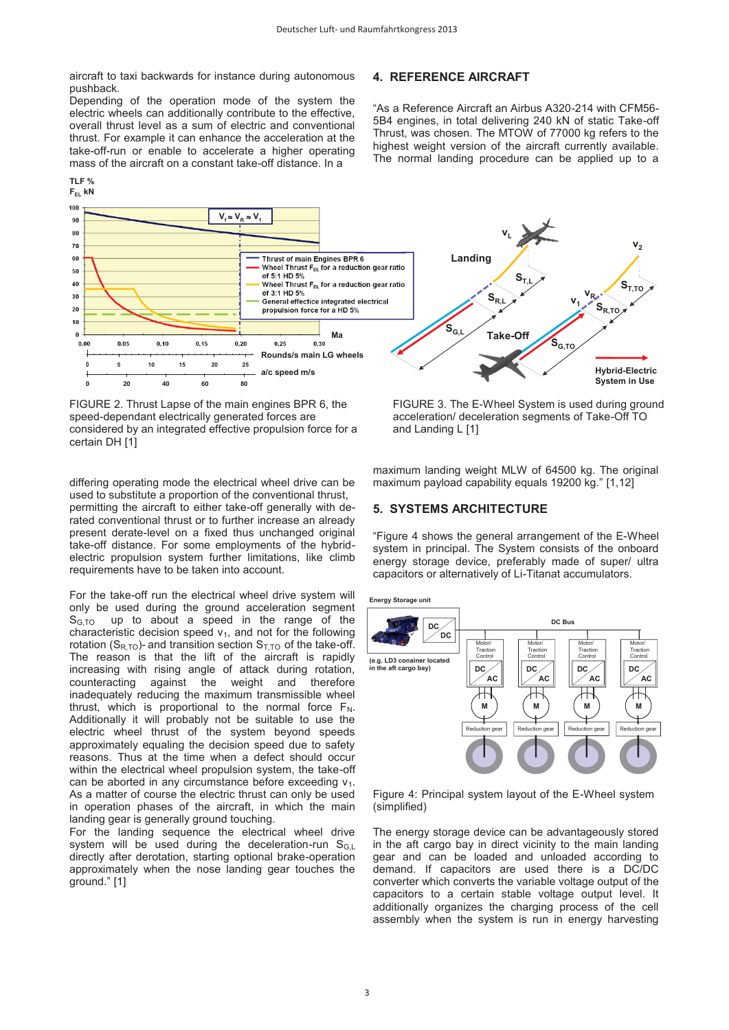aircraft to taxi backwards for instance during autonomous pushback.
Depending of the operation mode of the system the electric wheels can additionally contribute to the effective, overall thrust level as a sum of electric and conventional thrust. For example it can enhance the acceleration at the take-off-run or enable to accelerate a higher operating mass of the aircraft on a constant take-off distance. In a differing operating mode the electrical wheel drive can be used to substitute a proportion of the conventional thrust, permitting the aircraft to either take-off generally with de-rated conventional thrust or to further increase an already present derate-level on a fixed thus unchanged original take-off distance. For some employments of the hybrid-electric propulsion system further limitations, like climb requirements have to be taken into account.

FIGURE 2. Thrust Lapse of the main engines BPR 6, the speed-dependant electrically generated forces are considered by an integrated effective propulsion force for a certain DH [1]

FIGURE 3. The E-Wheel System is used during ground acceleration/ deceleration segments of Take-Off TO and Landing L [1]

For the take-off run the electrical wheel drive system will only be used during the ground acceleration segment $S_{G,TO}$ up to about a speed in the range of the characteristic decision speed $v_1$, and not for the following rotation ($S_{R,TO}$)- and transition section $S_{T,TO}$ of the take-off. The reason is that the lift of the aircraft is rapidly increasing with rising angle of attack during rotation, counteracting against the weight and therefore inadequately reducing the maximum transmissible wheel thrust, which is proportional to the normal force $F_N$. Additionally it will probably not be suitable to use the electric wheel thrust of the system beyond speeds approximately equaling the decision speed due to safety reasons. Thus at the time when a defect should occur within the electrical wheel propulsion system, the take-off can be aborted in any circumstance before exceeding $v_1$. As a matter of course the electric thrust can only be used in operation phases of the aircraft, in which the main landing gear is generally ground touching.
For the landing sequence the electrical wheel drive system will be used during the deceleration-run $S_{G,L}$ directly after derotation, starting optional brake-operation approximately when the nose landing gear touches the ground." [1]

## 4. REFERENCE AIRCRAFT

"As a Reference Aircraft an Airbus A320-214 with CFM56-5B4 engines, in total delivering 240 kN of static Take-off Thrust, was chosen. The MTOW of 77000 kg refers to the highest weight version of the aircraft currently available. The normal landing procedure can be applied up to a maximum landing weight MLW of 64500 kg. The original maximum payload capability equals 19200 kg." [1,12]

## 5. SYSTEMS ARCHITECTURE

"Figure 4 shows the general arrangement of the E-Wheel system in principal. The System consists of the onboard energy storage device, preferably made of super/ ultra capacitors or alternatively of Li-Titanat accumulators.

Figure 4: Principal system layout of the E-Wheel system (simplified)

The energy storage device can be advantageously stored in the aft cargo bay in direct vicinity to the main landing gear and can be loaded and unloaded according to demand. If capacitors are used there is a DC/DC converter which converts the variable voltage output of the capacitors to a certain stable voltage output level. It additionally organizes the charging process of the cell assembly when the system is run in energy harvesting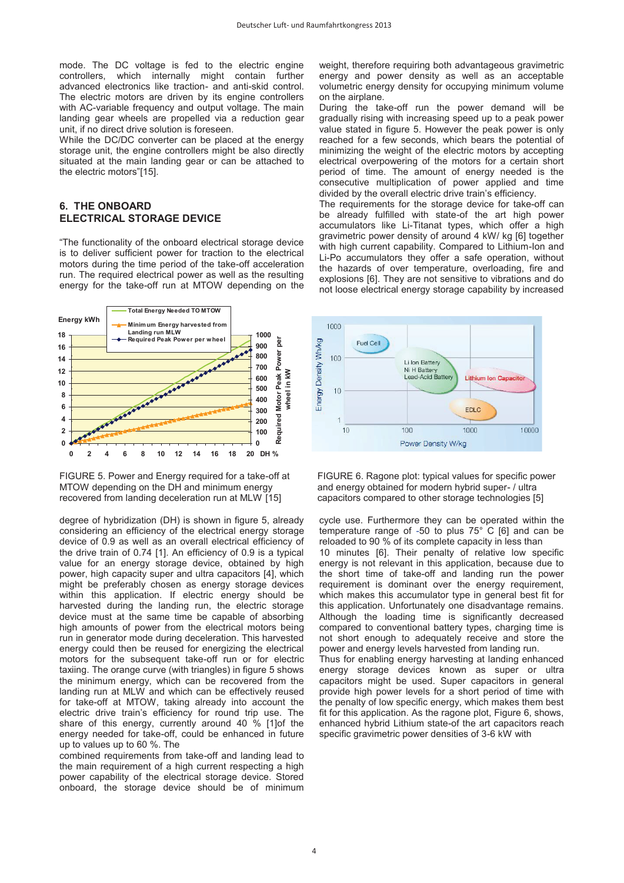mode. The DC voltage is fed to the electric engine controllers, which internally might contain further advanced electronics like traction- and anti-skid control. The electric motors are driven by its engine controllers with AC-variable frequency and output voltage. The main landing gear wheels are propelled via a reduction gear unit, if no direct drive solution is foreseen.

While the DC/DC converter can be placed at the energy storage unit, the engine controllers might be also directly situated at the main landing gear or can be attached to the electric motors"[15].

## 6. THE ONBOARD ELECTRICAL STORAGE DEVICE

"The functionality of the onboard electrical storage device is to deliver sufficient power for traction to the electric motors during the time period of the take-off acceleration run. The required electrical power as well as the resulting energy for the take-off run at MTOW depending on the degree of hybridization (DH) is shown in figure 5, already considering an efficiency of the electrical energy storage device of 0.9 as well as an overall electrical efficiency of the drive train of 0.74 [1]. An efficiency of 0.9 is a typical value for an energy storage device, obtained by high power, high capacity super and ultra capacitors [4], which might be preferably chosen as energy storage devices within this application. If electric energy should be harvested during the landing run, the electric storage device must at the same time be capable of absorbing high amounts of power from the electrical motors being run in generator mode during deceleration. This harvested energy could then be reused for energizing the electrical motors for the subsequent take-off run or for electric taxiing. The orange curve (with triangles) in figure 5 shows the minimum energy, which can be recovered from the landing run at MLW and which can be effectively reused for take-off at MTOW, taking already into account the electric drive train's efficiency for round trip use. The share of this energy, currently around 40 % [1]of the energy needed for take-off, could be enhanced in future up to values up to 60 %. The combined requirements from take-off and landing lead to the main requirement of a high current respecting a high power capability of the electrical storage device. Stored onboard, the storage device should be of minimum weight, therefore requiring both advantageous gravimetric energy and power density as well as an acceptable volumetric energy density for occupying minimum volume on the airplane.

FIGURE 5. Power and Energy required for a take-off at MTOW depending on the DH and minimum energy recovered from landing deceleration run at MLW [15]

During the take-off run the power demand will be gradually rising with increasing speed up to a peak power value stated in figure 5. However the peak power is only reached for a few seconds, which bears the potential of minimizing the weight of the electric motors by accepting electrical overpowering of the motors for a certain short period of time. The amount of energy needed is the consecutive multiplication of power applied and time divided by the overall electric drive train's efficiency.

The requirements for the storage device for take-off can be already fulfilled with state-of the art high power accumulators like Li-Titanat types, which offer a high gravimetric power density of around 4 kW/ kg [6] together with high current capability. Compared to Lithium-Ion and Li-Po accumulators they offer a safe operation, without the hazards of over temperature, overloading, fire and explosions [6]. They are not sensitive to vibrations and do not loose electrical energy storage capability by increased cycle use. Furthermore they can be operated within the temperature range of -50 to plus 75° C [6] and can be reloaded to 90 % of its complete capacity in less than 10 minutes [6]. Their penalty of relative low specific energy is not relevant in this application, because due to the short time of take-off and landing run the power requirement is dominant over the energy requirement, which makes this accumulator type in general best fit for this application. Unfortunately one disadvantage remains. Although the loading time is significantly decreased compared to conventional battery types, charging time is not short enough to adequately receive and store the power and energy levels harvested from landing run.

FIGURE 6. Ragone plot: typical values for specific power and energy obtained for modern hybrid super- / ultra capacitors compared to other storage technologies [5]

Thus for enabling energy harvesting at landing enhanced energy storage devices known as super or ultra capacitors might be used. Super capacitors in general provide high power levels for a short period of time with the penalty of low specific energy, which makes them best fit for this application. As the ragone plot, Figure 6, shows, enhanced hybrid Lithium state-of the art capacitors reach specific gravimetric power densities of 3-6 kW with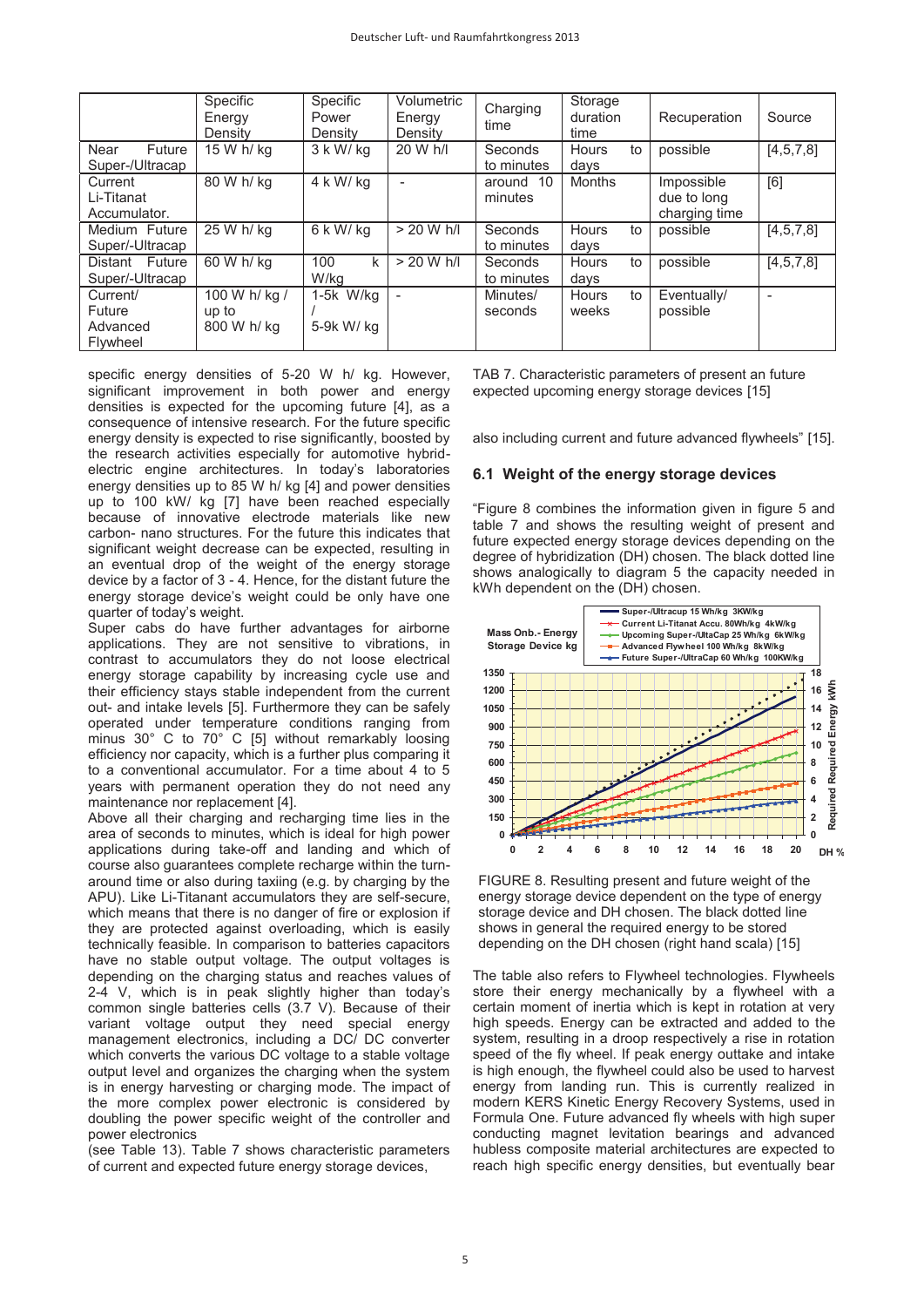| | Specific Energy Density | Specific Power Density | Volumetric Energy Density | Charging time | Storage duration time | Recuperation | Source |
|---|---|---|---|---|---|---|---|
| Near Future Super-/Ultracap | 15 W h/ kg | 3 k W/ kg | 20 W h/l | Seconds to minutes | Hours to days | possible | [4,5,7,8] |
| Current Li-Titanat Accumulator. | 80 W h/ kg | 4 k W/ kg | - | around 10 minutes | Months | Impossible due to long charging time | [6] |
| Medium Future Super/-Ultracap | 25 W h/ kg | 6 k W/ kg | > 20 W h/l | Seconds to minutes | Hours to days | possible | [4,5,7,8] |
| Distant Future Super/-Ultracap | 60 W h/ kg | 100 k W/kg | > 20 W h/l | Seconds to minutes | Hours to days | possible | [4,5,7,8] |
| Current/ Future Advanced Flywheel | 100 W h/ kg / up to 800 W h/ kg | 1-5k W/kg / 5-9k W/ kg | - | Minutes/ seconds | Hours to weeks | Eventually/ possible | - |

TAB 7. Characteristic parameters of present an future expected upcoming energy storage devices [15]

specific energy densities of 5-20 W h/ kg. However, significant improvement in both power and energy densities is expected for the upcoming future [4], as a consequence of intensive research. For the future specific energy density is expected to rise significantly, boosted by the research activities especially for automotive hybrid-electric engine architectures. In today's laboratories energy densities up to 85 W h/ kg [4] and power densities up to 100 kW/ kg [7] have been reached especially because of innovative electrode materials like new carbon- nano structures. For the future this indicates that significant weight decrease can be expected, resulting in an eventual drop of the weight of the energy storage device by a factor of 3 - 4. Hence, for the distant future the energy storage device's weight could be only have one quarter of today's weight.

Super cabs do have further advantages for airborne applications. They are not sensitive to vibrations, in contrast to accumulators they do not loose electrical energy storage capability by increasing cycle use and their efficiency stays stable independent from the current out- and intake levels [5]. Furthermore they can be safely operated under temperature conditions ranging from minus 30° C to 70° C [5] without remarkably loosing efficiency nor capacity, which is a further plus comparing it to a conventional accumulator. For a time about 4 to 5 years with permanent operation they do not need any maintenance nor replacement [4].

Above all their charging and recharging time lies in the area of seconds to minutes, which is ideal for high power applications during take-off and landing and which of course also guarantees complete recharge within the turn-around time or also during taxiing (e.g. by charging by the APU). Like Li-Titanant accumulators they are self-secure, which means that there is no danger of fire or explosion if they are protected against overloading, which is easily technically feasible. In comparison to batteries capacitors have no stable output voltage. The output voltages is depending on the charging status and reaches values of 2-4 V, which is in peak slightly higher than today's common single batteries cells (3.7 V). Because of their variant voltage output they need special energy management electronics, including a DC/ DC converter which converts the various DC voltage to a stable voltage output level and organizes the charging when the system is in energy harvesting or charging mode. The impact of the more complex power electronic is considered by doubling the power specific weight of the controller and power electronics (see Table 13). Table 7 shows characteristic parameters of current and expected future energy storage devices, also including current and future advanced flywheels" [15].

## 6.1 Weight of the energy storage devices

"Figure 8 combines the information given in figure 5 and table 7 and shows the resulting weight of present and future expected energy storage devices depending on the degree of hybridization (DH) chosen. The black dotted line shows analogically to diagram 5 the capacity needed in kWh dependent on the (DH) chosen.

FIGURE 8. Resulting present and future weight of the energy storage device dependent on the type of energy storage device and DH chosen. The black dotted line shows in general the required energy to be stored depending on the DH chosen (right hand scala) [15]

The table also refers to Flywheel technologies. Flywheels store their energy mechanically by a flywheel with a certain moment of inertia which is kept in rotation at very high speeds. Energy can be extracted and added to the system, resulting in a droop respectively a rise in rotation speed of the fly wheel. If peak energy outtake and intake is high enough, the flywheel could also be used to harvest energy from landing run. This is currently realized in modern KERS Kinetic Energy Recovery Systems, used in Formula One. Future advanced fly wheels with high super conducting magnet levitation bearings and advanced hubless composite material architectures are expected to reach high specific energy densities, but eventually bear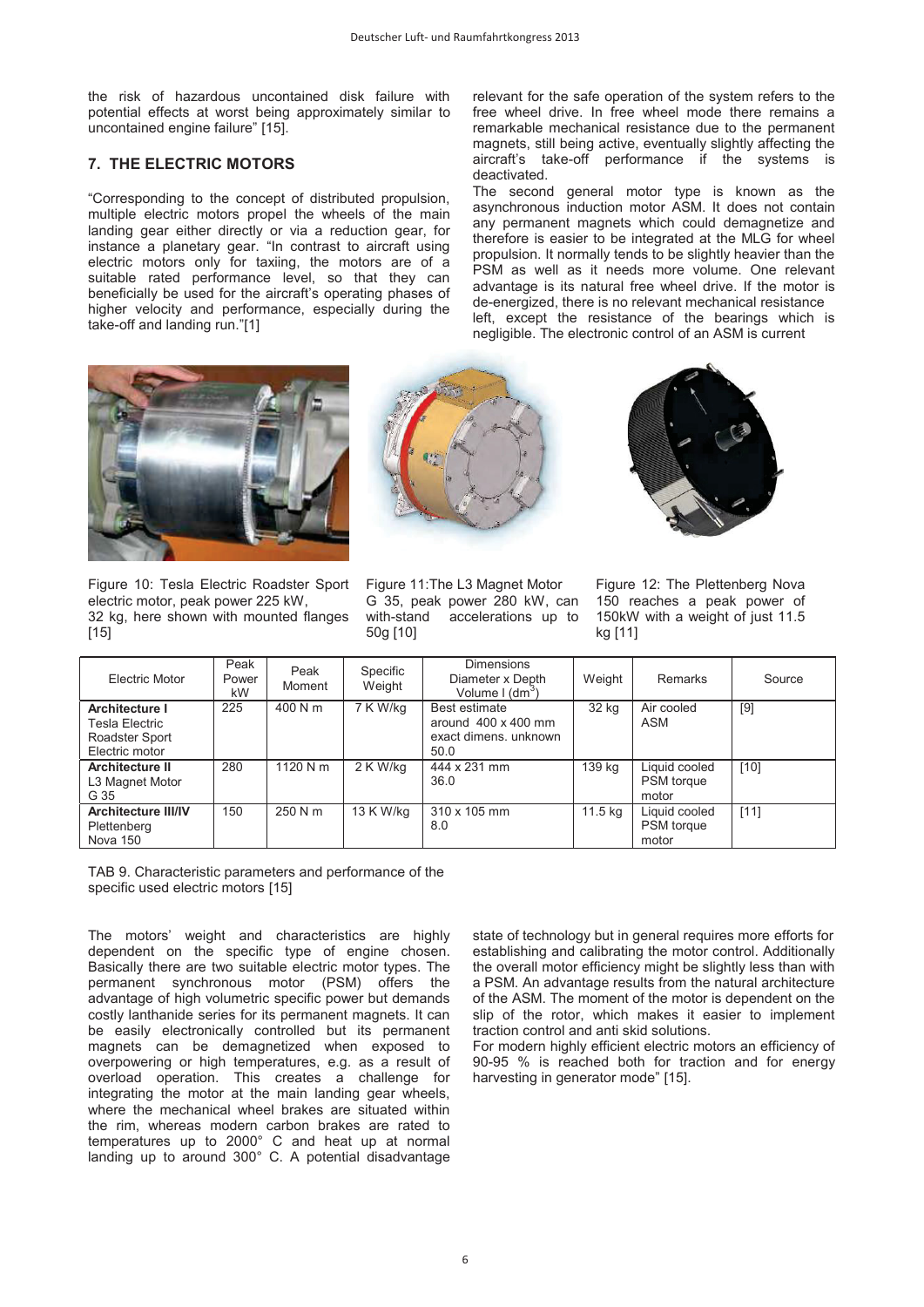the risk of hazardous uncontained disk failure with potential effects at worst being approximately similar to uncontained engine failure" [15].

## 7. THE ELECTRIC MOTORS

"Corresponding to the concept of distributed propulsion, multiple electric motors propel the wheels of the main landing gear either directly or via a reduction gear, for instance a planetary gear. "In contrast to aircraft using electric motors only for taxiing, the motors are of a suitable rated performance level, so that they can beneficially be used for the aircraft's operating phases of higher velocity and performance, especially during the take-off and landing run."[1]

relevant for the safe operation of the system refers to the free wheel drive. In free wheel mode there remains a remarkable mechanical resistance due to the permanent magnets, still being active, eventually slightly affecting the aircraft's take-off performance if the systems is deactivated.

The second general motor type is known as the asynchronous induction motor ASM. It does not contain any permanent magnets which could demagnetize and therefore is easier to be integrated at the MLG for wheel propulsion. It normally tends to be slightly heavier than the PSM as well as it needs more volume. One relevant advantage is its natural free wheel drive. If the motor is de-energized, there is no relevant mechanical resistance left, except the resistance of the bearings which is negligible. The electronic control of an ASM is current

Figure 10: Tesla Electric Roadster Sport electric motor, peak power 225 kW, 32 kg, here shown with mounted flanges [15]

Figure 11:The L3 Magnet Motor G 35, peak power 280 kW, can with-stand accelerations up to 50g [10]

Figure 12: The Plettenberg Nova 150 reaches a peak power of 150kW with a weight of just 11.5 kg [11]

| Electric Motor | Peak Power kW | Peak Moment | Specific Weight | Dimensions Diameter x Depth Volume l (dm$^3$) | Weight | Remarks | Source |
|---|---|---|---|---|---|---|---|
| **Architecture I** Tesla Electric Roadster Sport Electric motor | 225 | 400 N m | 7 K W/kg | Best estimate around 400 x 400 mm exact dimens. unknown 50.0 | 32 kg | Air cooled ASM | [9] |
| **Architecture II** L3 Magnet Motor G 35 | 280 | 1120 N m | 2 K W/kg | 444 x 231 mm 36.0 | 139 kg | Liquid cooled PSM torque motor | [10] |
| **Architecture III/IV** Plettenberg Nova 150 | 150 | 250 N m | 13 K W/kg | 310 x 105 mm 8.0 | 11.5 kg | Liquid cooled PSM torque motor | [11] |

TAB 9. Characteristic parameters and performance of the specific used electric motors [15]

The motors' weight and characteristics are highly dependent on the specific type of engine chosen. Basically there are two suitable electric motor types. The permanent synchronous motor (PSM) offers the advantage of high volumetric specific power but demands costly lanthanide series for its permanent magnets. It can be easily electronically controlled but its permanent magnets can be demagnetized when exposed to overpowering or high temperatures, e.g. as a result of overload operation. This creates a challenge for integrating the motor at the main landing gear wheels, where the mechanical wheel brakes are situated within the rim, whereas modern carbon brakes are rated to temperatures up to 2000° C and heat up at normal landing up to around 300° C. A potential disadvantage

state of technology but in general requires more efforts for establishing and calibrating the motor control. Additionally the overall motor efficiency might be slightly less than with a PSM. An advantage results from the natural architecture of the ASM. The moment of the motor is dependent on the slip of the rotor, which makes it easier to implement traction control and anti skid solutions.

For modern highly efficient electric motors an efficiency of 90-95 % is reached both for traction and for energy harvesting in generator mode" [15].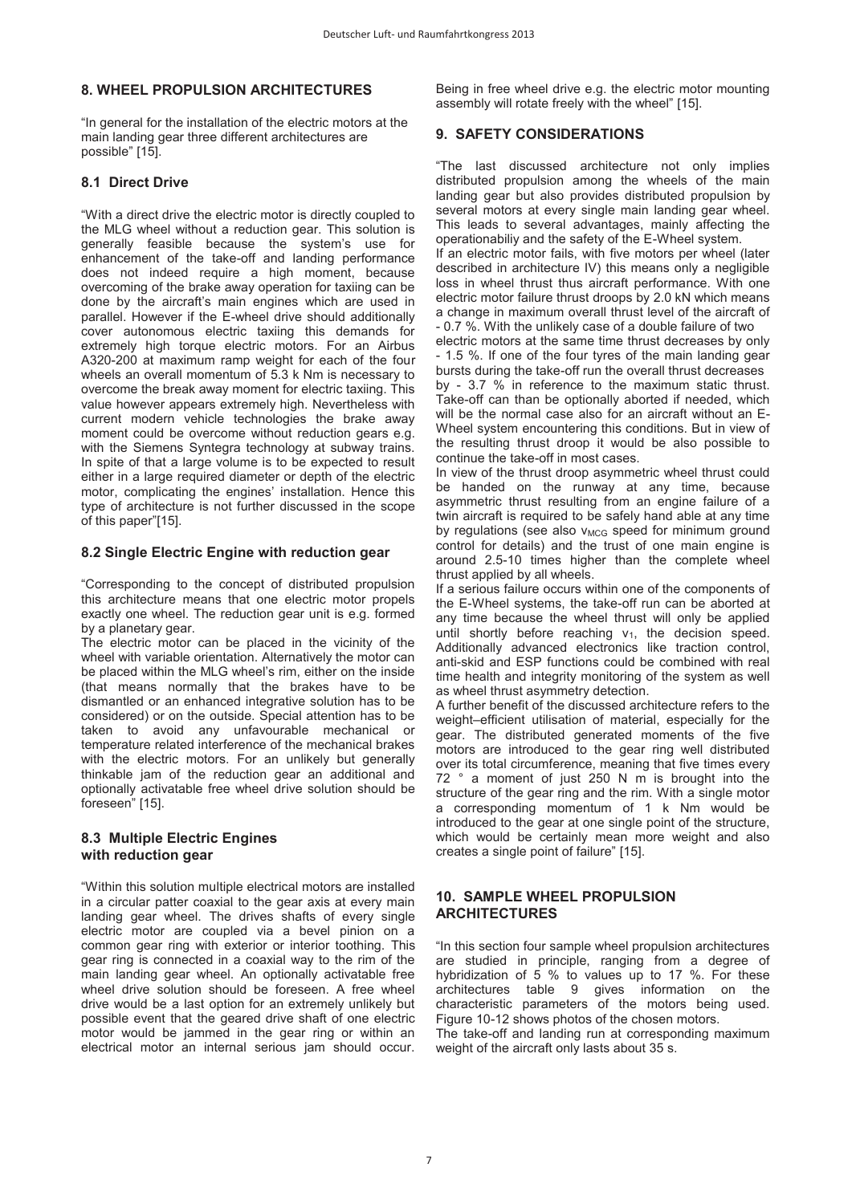## 8. WHEEL PROPULSION ARCHITECTURES

"In general for the installation of the electric motors at the main landing gear three different architectures are possible" [15].

### 8.1 Direct Drive

"With a direct drive the electric motor is directly coupled to the MLG wheel without a reduction gear. This solution is generally feasible because the system's use for enhancement of the take-off and landing performance does not indeed require a high moment, because overcoming of the brake away operation for taxiing can be done by the aircraft's main engines which are used in parallel. However if the E-wheel drive should additionally cover autonomous electric taxiing this demands for extremely high torque electric motors. For an Airbus A320-200 at maximum ramp weight for each of the four wheels an overall momentum of 5.3 k Nm is necessary to overcome the break away moment for electric taxiing. This value however appears extremely high. Nevertheless with current modern vehicle technologies the brake away moment could be overcome without reduction gears e.g. with the Siemens Syntegra technology at subway trains. In spite of that a large volume is to be expected to result either in a large required diameter or depth of the electric motor, complicating the engines' installation. Hence this type of architecture is not further discussed in the scope of this paper"[15].

### 8.2 Single Electric Engine with reduction gear

"Corresponding to the concept of distributed propulsion this architecture means that one electric motor propels exactly one wheel. The reduction gear unit is e.g. formed by a planetary gear.

The electric motor can be placed in the vicinity of the wheel with variable orientation. Alternatively the motor can be placed within the MLG wheel's rim, either on the inside (that means normally that the brakes have to be dismantled or an enhanced integrative solution has to be considered) or on the outside. Special attention has to be taken to avoid any unfavourable mechanical or temperature related interference of the mechanical brakes with the electric motors. For an unlikely but generally thinkable jam of the reduction gear an additional and optionally activatable free wheel drive solution should be foreseen" [15].

### 8.3 Multiple Electric Engines with reduction gear

"Within this solution multiple electrical motors are installed in a circular patter coaxial to the gear axis at every main landing gear wheel. The drives shafts of every single electric motor are coupled via a bevel pinion on a common gear ring with exterior or interior toothing. This gear ring is connected in a coaxial way to the rim of the main landing gear wheel. An optionally activatable free wheel drive solution should be foreseen. A free wheel drive would be a last option for an extremely unlikely but possible event that the geared drive shaft of one electric motor would be jammed in the gear ring or within an electrical motor an internal serious jam should occur. Being in free wheel drive e.g. the electric motor mounting assembly will rotate freely with the wheel" [15].

## 9. SAFETY CONSIDERATIONS

"The last discussed architecture not only implies distributed propulsion among the wheels of the main landing gear but also provides distributed propulsion by several motors at every single main landing gear wheel. This leads to several advantages, mainly affecting the operationabiliy and the safety of the E-Wheel system.

If an electric motor fails, with five motors per wheel (later described in architecture IV) this means only a negligible loss in wheel thrust thus aircraft performance. With one electric motor failure thrust droops by 2.0 kN which means a change in maximum overall thrust level of the aircraft of - 0.7 %. With the unlikely case of a double failure of two electric motors at the same time thrust decreases by only - 1.5 %. If one of the four tyres of the main landing gear bursts during the take-off run the overall thrust decreases by - 3.7 % in reference to the maximum static thrust. Take-off can than be optionally aborted if needed, which will be the normal case also for an aircraft without an E-Wheel system encountering this conditions. But in view of the resulting thrust droop it would be also possible to continue the take-off in most cases.

In view of the thrust droop asymmetric wheel thrust could be handed on the runway at any time, because asymmetric thrust resulting from an engine failure of a twin aircraft is required to be safely hand able at any time by regulations (see also $v_{MCG}$ speed for minimum ground control for details) and the trust of one main engine is around 2.5-10 times higher than the complete wheel thrust applied by all wheels.

If a serious failure occurs within one of the components of the E-Wheel systems, the take-off run can be aborted at any time because the wheel thrust will only be applied until shortly before reaching $v_1$, the decision speed. Additionally advanced electronics like traction control, anti-skid and ESP functions could be combined with real time health and integrity monitoring of the system as well as wheel thrust asymmetry detection.

A further benefit of the discussed architecture refers to the weight–efficient utilisation of material, especially for the gear. The distributed generated moments of the five motors are introduced to the gear ring well distributed over its total circumference, meaning that five times every 72 ° a moment of just 250 N m is brought into the structure of the gear ring and the rim. With a single motor a corresponding momentum of 1 k Nm would be introduced to the gear at one single point of the structure, which would be certainly mean more weight and also creates a single point of failure" [15].

## 10. SAMPLE WHEEL PROPULSION ARCHITECTURES

"In this section four sample wheel propulsion architectures are studied in principle, ranging from a degree of hybridization of 5 % to values up to 17 %. For these architectures table 9 gives information on the characteristic parameters of the motors being used. Figure 10-12 shows photos of the chosen motors.

The take-off and landing run at corresponding maximum weight of the aircraft only lasts about 35 s.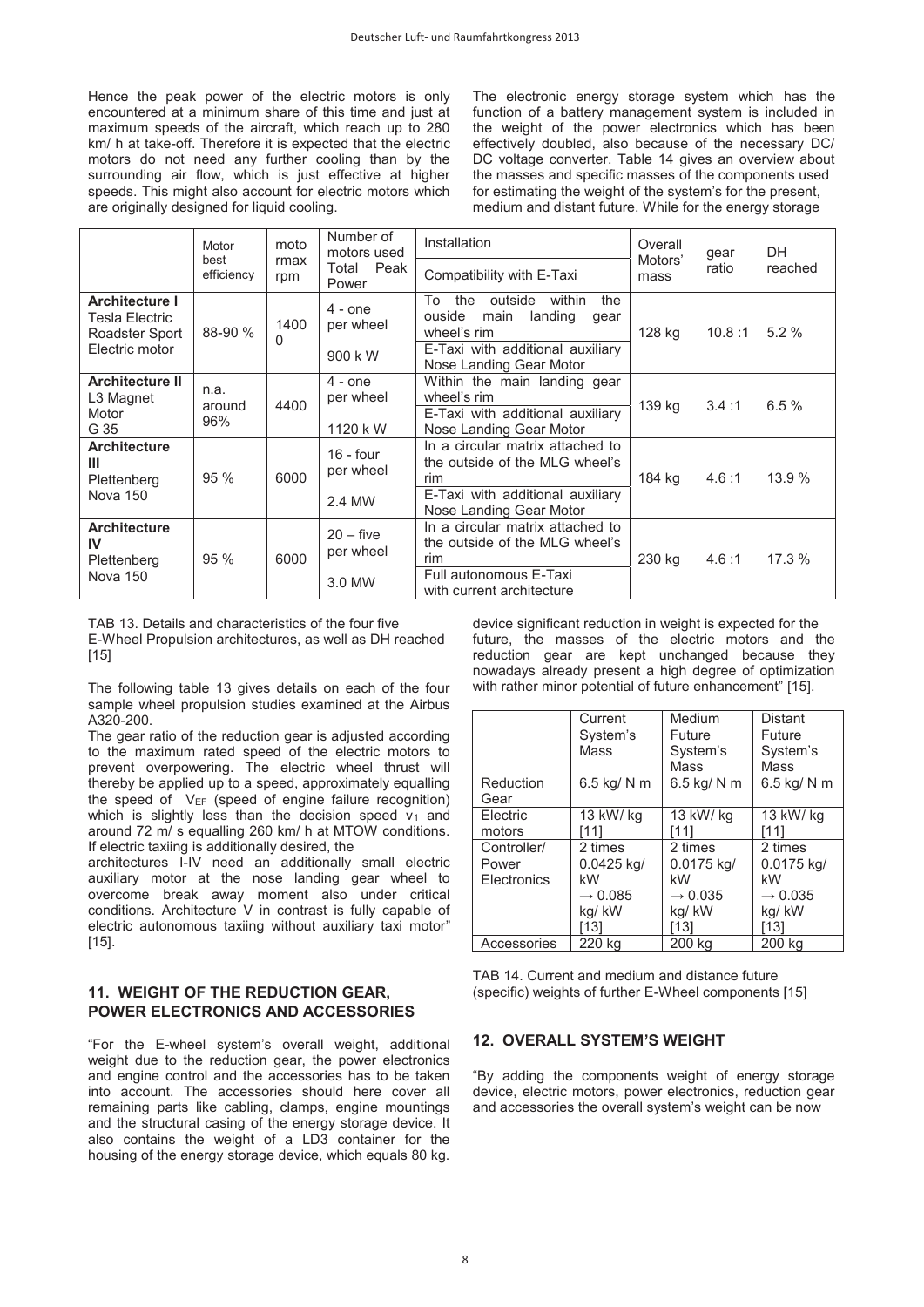Hence the peak power of the electric motors is only encountered at a minimum share of this time and just at maximum speeds of the aircraft, which reach up to 280 km/ h at take-off. Therefore it is expected that the electric motors do not need any further cooling than by the surrounding air flow, which is just effective at higher speeds. This might also account for electric motors which are originally designed for liquid cooling.

The electronic energy storage system which has the function of a battery management system is included in the weight of the power electronics which has been effectively doubled, also because of the necessary DC/ DC voltage converter. Table 14 gives an overview about the masses and specific masses of the components used for estimating the weight of the system's for the present, medium and distant future. While for the energy storage device significant reduction in weight is expected for the future, the masses of the electric motors and the reduction gear are kept unchanged because they nowadays already present a high degree of optimization with rather minor potential of future enhancement" [15].

| | Motor best efficiency | motormax rpm | Number of motors used / Total Peak Power | Installation / Compatibility with E-Taxi | Overall Motors' mass | gear ratio | DH reached |
|---|---|---|---|---|---|---|---|
| **Architecture I** Tesla Electric Roadster Sport Electric motor | 88-90 % | 14000 | 4 - one per wheel / 900 k W | To the outside within the ouside main landing gear wheel's rim / E-Taxi with additional auxiliary Nose Landing Gear Motor | 128 kg | 10.8 :1 | 5.2 % |
| **Architecture II** L3 Magnet Motor G 35 | n.a. around 96% | 4400 | 4 - one per wheel / 1120 k W | Within the main landing gear wheel's rim / E-Taxi with additional auxiliary Nose Landing Gear Motor | 139 kg | 3.4 :1 | 6.5 % |
| **Architecture III** Plettenberg Nova 150 | 95 % | 6000 | 16 - four per wheel / 2.4 MW | In a circular matrix attached to the outside of the MLG wheel's rim / E-Taxi with additional auxiliary Nose Landing Gear Motor | 184 kg | 4.6 :1 | 13.9 % |
| **Architecture IV** Plettenberg Nova 150 | 95 % | 6000 | 20 – five per wheel / 3.0 MW | In a circular matrix attached to the outside of the MLG wheel's rim / Full autonomous E-Taxi with current architecture | 230 kg | 4.6 :1 | 17.3 % |

TAB 13. Details and characteristics of the four five E-Wheel Propulsion architectures, as well as DH reached [15]

The following table 13 gives details on each of the four sample wheel propulsion studies examined at the Airbus A320-200.

The gear ratio of the reduction gear is adjusted according to the maximum rated speed of the electric motors to prevent overpowering. The electric wheel thrust will thereby be applied up to a speed, approximately equalling the speed of $V_{EF}$ (speed of engine failure recognition) which is slightly less than the decision speed $v_1$ and around 72 m/ s equalling 260 km/ h at MTOW conditions. If electric taxiing is additionally desired, the architectures I-IV need an additionally small electric auxiliary motor at the nose landing gear wheel to overcome break away moment also under critical conditions. Architecture V in contrast is fully capable of electric autonomous taxiing without auxiliary taxi motor" [15].

## 11. WEIGHT OF THE REDUCTION GEAR, POWER ELECTRONICS AND ACCESSORIES

"For the E-wheel system's overall weight, additional weight due to the reduction gear, the power electronics and engine control and the accessories has to be taken into account. The accessories should here cover all remaining parts like cabling, clamps, engine mountings and the structural casing of the energy storage device. It also contains the weight of a LD3 container for the housing of the energy storage device, which equals 80 kg.

| | Current System's Mass | Medium Future System's Mass | Distant Future System's Mass |
|---|---|---|---|
| Reduction Gear | 6.5 kg/ N m | 6.5 kg/ N m | 6.5 kg/ N m |
| Electric motors | 13 kW/ kg [11] | 13 kW/ kg [11] | 13 kW/ kg [11] |
| Controller/ Power Electronics | 2 times 0.0425 kg/ kW → 0.085 kg/ kW [13] | 2 times 0.0175 kg/ kW → 0.035 kg/ kW [13] | 2 times 0.0175 kg/ kW → 0.035 kg/ kW [13] |
| Accessories | 220 kg | 200 kg | 200 kg |

TAB 14. Current and medium and distance future (specific) weights of further E-Wheel components [15]

## 12. OVERALL SYSTEM'S WEIGHT

"By adding the components weight of energy storage device, electric motors, power electronics, reduction gear and accessories the overall system's weight can be now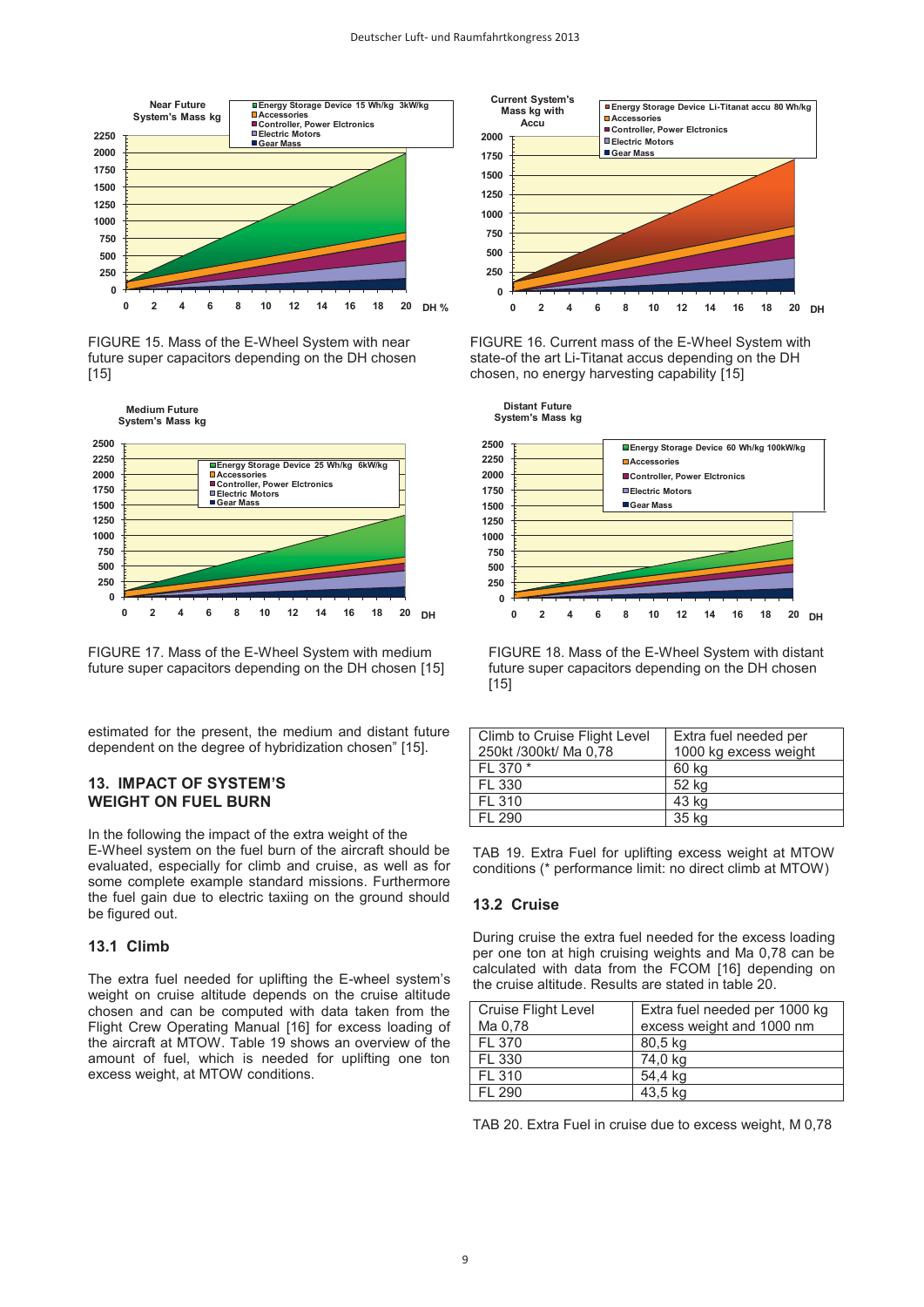FIGURE 15. Mass of the E-Wheel System with near future super capacitors depending on the DH chosen [15]

FIGURE 16. Current mass of the E-Wheel System with state-of the art Li-Titanat accus depending on the DH chosen, no energy harvesting capability [15]

FIGURE 17. Mass of the E-Wheel System with medium future super capacitors depending on the DH chosen [15]

FIGURE 18. Mass of the E-Wheel System with distant future super capacitors depending on the DH chosen [15]

estimated for the present, the medium and distant future dependent on the degree of hybridization chosen" [15].

## 13. IMPACT OF SYSTEM'S WEIGHT ON FUEL BURN

In the following the impact of the extra weight of the E-Wheel system on the fuel burn of the aircraft should be evaluated, especially for climb and cruise, as well as for some complete example standard missions. Furthermore the fuel gain due to electric taxiing on the ground should be figured out.

### 13.1 Climb

The extra fuel needed for uplifting the E-wheel system's weight on cruise altitude depends on the cruise altitude chosen and can be computed with data taken from the Flight Crew Operating Manual [16] for excess loading of the aircraft at MTOW. Table 19 shows an overview of the amount of fuel, which is needed for uplifting one ton excess weight, at MTOW conditions.

| Climb to Cruise Flight Level 250kt /300kt/ Ma 0,78 | Extra fuel needed per 1000 kg excess weight |
|---|---|
| FL 370 * | 60 kg |
| FL 330 | 52 kg |
| FL 310 | 43 kg |
| FL 290 | 35 kg |

TAB 19. Extra Fuel for uplifting excess weight at MTOW conditions (* performance limit: no direct climb at MTOW)

### 13.2 Cruise

During cruise the extra fuel needed for the excess loading per one ton at high cruising weights and Ma 0,78 can be calculated with data from the FCOM [16] depending on the cruise altitude. Results are stated in table 20.

| Cruise Flight Level Ma 0,78 | Extra fuel needed per 1000 kg excess weight and 1000 nm |
|---|---|
| FL 370 | 80,5 kg |
| FL 330 | 74,0 kg |
| FL 310 | 54,4 kg |
| FL 290 | 43,5 kg |

TAB 20. Extra Fuel in cruise due to excess weight, M 0,78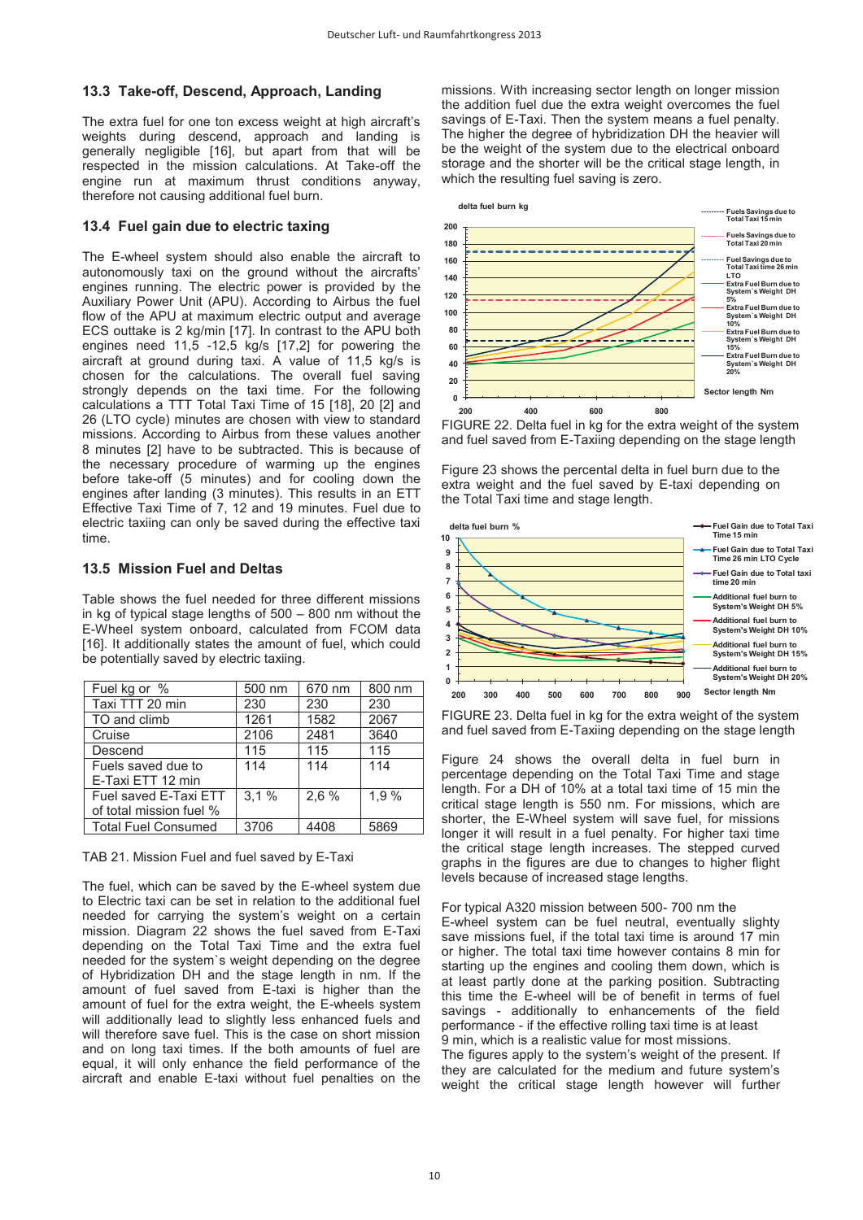### 13.3 Take-off, Descend, Approach, Landing

The extra fuel for one ton excess weight at high aircraft's weights during descend, approach and landing is generally negligible [16], but apart from that will be respected in the mission calculations. At Take-off the engine run at maximum thrust conditions anyway, therefore not causing additional fuel burn.

### 13.4 Fuel gain due to electric taxing

The E-wheel system should also enable the aircraft to autonomously taxi on the ground without the aircrafts' engines running. The electric power is provided by the Auxiliary Power Unit (APU). According to Airbus the fuel flow of the APU at maximum electric output and average ECS outtake is 2 kg/min [17]. In contrast to the APU both engines need 11,5 -12,5 kg/s [17,2] for powering the aircraft at ground during taxi. A value of 11,5 kg/s is chosen for the calculations. The overall fuel saving strongly depends on the taxi time. For the following calculations a TTT Total Taxi Time of 15 [18], 20 [2] and 26 (LTO cycle) minutes are chosen with view to standard missions. According to Airbus from these values another 8 minutes [2] have to be subtracted. This is because of the necessary procedure of warming up the engines before take-off (5 minutes) and for cooling down the engines after landing (3 minutes). This results in an ETT Effective Taxi Time of 7, 12 and 19 minutes. Fuel due to electric taxiing can only be saved during the effective taxi time.

### 13.5 Mission Fuel and Deltas

Table shows the fuel needed for three different missions in kg of typical stage lengths of 500 – 800 nm without the E-Wheel system onboard, calculated from FCOM data [16]. It additionally states the amount of fuel, which could be potentially saved by electric taxiing.

| Fuel kg or % | 500 nm | 670 nm | 800 nm |
|---|---|---|---|
| Taxi TTT 20 min | 230 | 230 | 230 |
| TO and climb | 1261 | 1582 | 2067 |
| Cruise | 2106 | 2481 | 3640 |
| Descend | 115 | 115 | 115 |
| Fuels saved due to E-Taxi ETT 12 min | 114 | 114 | 114 |
| Fuel saved E-Taxi ETT of total mission fuel % | 3,1 % | 2,6 % | 1,9 % |
| Total Fuel Consumed | 3706 | 4408 | 5869 |

TAB 21. Mission Fuel and fuel saved by E-Taxi

The fuel, which can be saved by the E-wheel system due to Electric taxi can be set in relation to the additional fuel needed for carrying the system's weight on a certain mission. Diagram 22 shows the fuel saved from E-Taxi depending on the Total Taxi Time and the extra fuel needed for the system`s weight depending on the degree of Hybridization DH and the stage length in nm. If the amount of fuel saved from E-taxi is higher than the amount of fuel for the extra weight, the E-wheels system will additionally lead to slightly less enhanced fuels and will therefore save fuel. This is the case on short mission and on long taxi times. If the both amounts of fuel are equal, it will only enhance the field performance of the aircraft and enable E-taxi without fuel penalties on the missions. With increasing sector length on longer mission the addition fuel due the extra weight overcomes the fuel savings of E-Taxi. Then the system means a fuel penalty. The higher the degree of hybridization DH the heavier will be the weight of the system due to the electrical onboard storage and the shorter will be the critical stage length, in which the resulting fuel saving is zero.

FIGURE 22. Delta fuel in kg for the extra weight of the system and fuel saved from E-Taxiing depending on the stage length

Figure 23 shows the percental delta in fuel burn due to the extra weight and the fuel saved by E-taxi depending on the Total Taxi time and stage length.

FIGURE 23. Delta fuel in kg for the extra weight of the system and fuel saved from E-Taxiing depending on the stage length

Figure 24 shows the overall delta in fuel burn in percentage depending on the Total Taxi Time and stage length. For a DH of 10% at a total taxi time of 15 min the critical stage length is 550 nm. For missions, which are shorter, the E-Wheel system will save fuel, for missions longer it will result in a fuel penalty. For higher taxi time the critical stage length increases. The stepped curved graphs in the figures are due to changes to higher flight levels because of increased stage lengths.

For typical A320 mission between 500- 700 nm the E-wheel system can be fuel neutral, eventually slighty save missions fuel, if the total taxi time is around 17 min or higher. The total taxi time however contains 8 min for starting up the engines and cooling them down, which is at least partly done at the parking position. Subtracting this time the E-wheel will be of benefit in terms of fuel savings - additionally to enhancements of the field performance - if the effective rolling taxi time is at least 9 min, which is a realistic value for most missions.
The figures apply to the system's weight of the present. If they are calculated for the medium and future system's weight the critical stage length however will further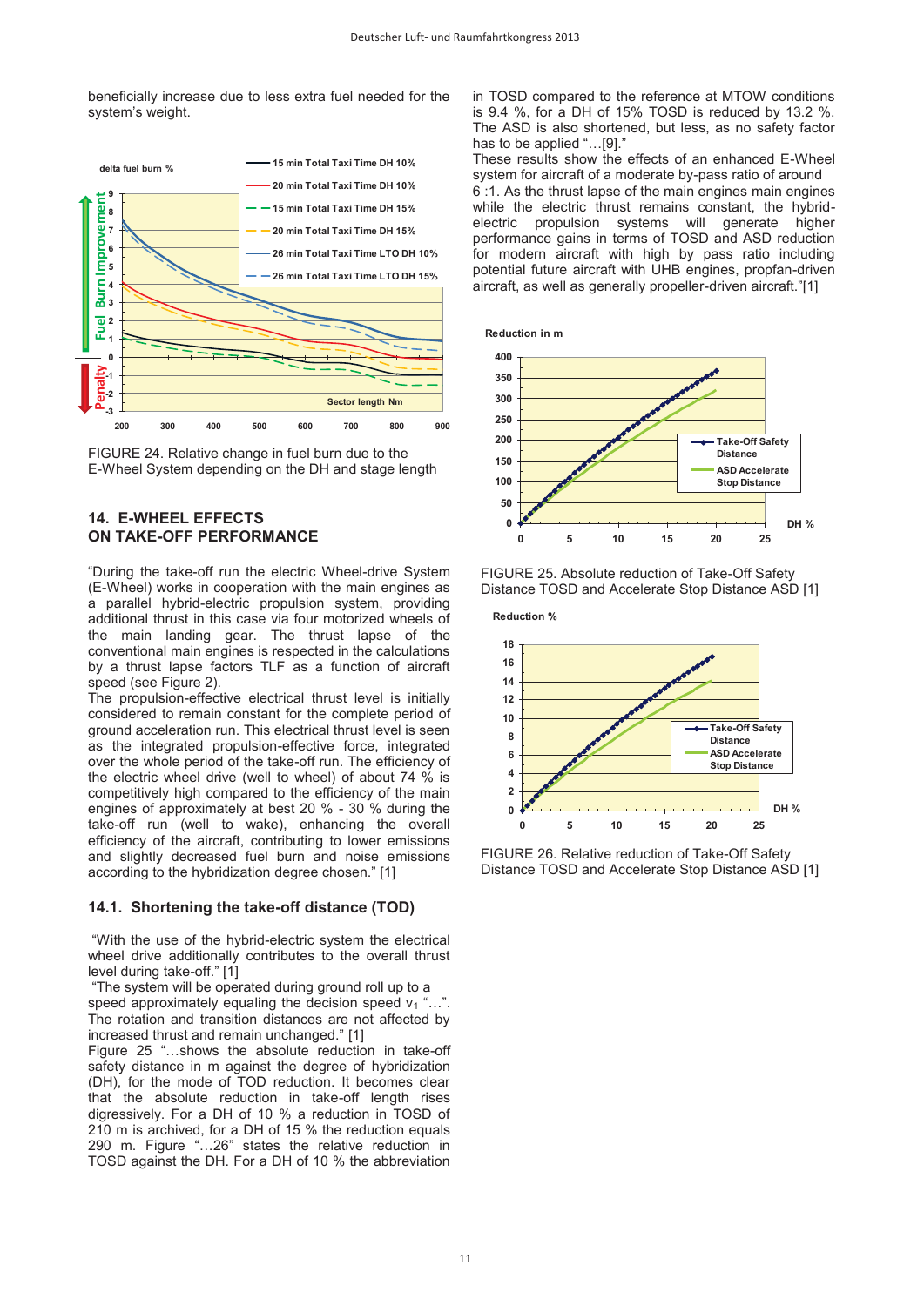beneficially increase due to less extra fuel needed for the system's weight.

FIGURE 24. Relative change in fuel burn due to the E-Wheel System depending on the DH and stage length

## 14. E-WHEEL EFFECTS ON TAKE-OFF PERFORMANCE

"During the take-off run the electric Wheel-drive System (E-Wheel) works in cooperation with the main engines as a parallel hybrid-electric propulsion system, providing additional thrust in this case via four motorized wheels of the main landing gear. The thrust lapse of the conventional main engines is respected in the calculations by a thrust lapse factors TLF as a function of aircraft speed (see Figure 2).

The propulsion-effective electrical thrust level is initially considered to remain constant for the complete period of ground acceleration run. This electrical thrust level is seen as the integrated propulsion-effective force, integrated over the whole period of the take-off run. The efficiency of the electric wheel drive (well to wheel) of about 74 % is competitively high compared to the efficiency of the main engines of approximately at best 20 % - 30 % during the take-off run (well to wake), enhancing the overall efficiency of the aircraft, contributing to lower emissions and slightly decreased fuel burn and noise emissions according to the hybridization degree chosen." [1]

### 14.1. Shortening the take-off distance (TOD)

"With the use of the hybrid-electric system the electrical wheel drive additionally contributes to the overall thrust level during take-off." [1]

"The system will be operated during ground roll up to a speed approximately equaling the decision speed $v_1$ "…". The rotation and transition distances are not affected by increased thrust and remain unchanged." [1]

Figure 25 "…shows the absolute reduction in take-off safety distance in m against the degree of hybridization (DH), for the mode of TOD reduction. It becomes clear that the absolute reduction in take-off length rises digressively. For a DH of 10 % a reduction in TOSD of 210 m is archived, for a DH of 15 % the reduction equals 290 m. Figure "…26" states the relative reduction in TOSD against the DH. For a DH of 10 % the abbreviation in TOSD compared to the reference at MTOW conditions is 9.4 %, for a DH of 15% TOSD is reduced by 13.2 %. The ASD is also shortened, but less, as no safety factor has to be applied "…[9]."

These results show the effects of an enhanced E-Wheel system for aircraft of a moderate by-pass ratio of around 6 :1. As the thrust lapse of the main engines main engines while the electric thrust remains constant, the hybrid-electric propulsion systems will generate higher performance gains in terms of TOSD and ASD reduction for modern aircraft with high by pass ratio including potential future aircraft with UHB engines, propfan-driven aircraft, as well as generally propeller-driven aircraft."[1]

FIGURE 25. Absolute reduction of Take-Off Safety Distance TOSD and Accelerate Stop Distance ASD [1]

FIGURE 26. Relative reduction of Take-Off Safety Distance TOSD and Accelerate Stop Distance ASD [1]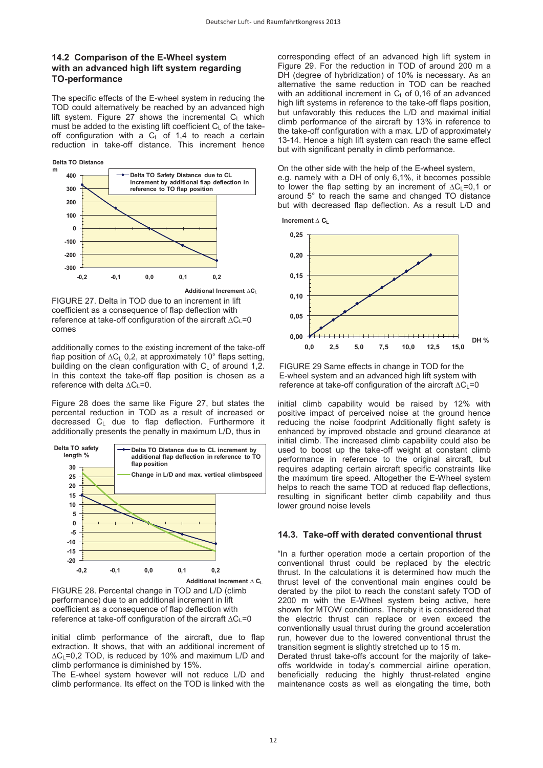### 14.2 Comparison of the E-Wheel system with an advanced high lift system regarding TO-performance

The specific effects of the E-wheel system in reducing the TOD could alternatively be reached by an advanced high lift system. Figure 27 shows the incremental $C_L$ which must be added to the existing lift coefficient $C_L$ of the take-off configuration with a $C_L$ of 1,4 to reach a certain reduction in take-off distance. This increment hence comes

FIGURE 27. Delta in TOD due to an increment in lift coefficient as a consequence of flap deflection with reference at take-off configuration of the aircraft $\Delta C_L$=0

additionally comes to the existing increment of the take-off flap position of $\Delta C_L$ 0,2, at approximately 10° flaps setting, building on the clean configuration with $C_L$ of around 1,2. In this context the take-off flap position is chosen as a reference with delta $\Delta C_L$=0.

Figure 28 does the same like Figure 27, but states the percental reduction in TOD as a result of increased or decreased $C_L$ due to flap deflection. Furthermore it additionally presents the penalty in maximum L/D, thus in

FIGURE 28. Percental change in TOD and L/D (climb performance) due to an additional increment in lift coefficient as a consequence of flap deflection with reference at take-off configuration of the aircraft $\Delta C_L$=0

initial climb performance of the aircraft, due to flap extraction. It shows, that with an additional increment of $\Delta C_L$=0,2 TOD, is reduced by 10% and maximum L/D and climb performance is diminished by 15%.
The E-wheel system however will not reduce L/D and climb performance. Its effect on the TOD is linked with the corresponding effect of an advanced high lift system in Figure 29. For the reduction in TOD of around 200 m a DH (degree of hybridization) of 10% is necessary. As an alternative the same reduction in TOD can be reached with an additional increment in $C_L$ of 0,16 of an advanced high lift systems in reference to the take-off flaps position, but unfavorably this reduces the L/D and maximal initial climb performance of the aircraft by 13% in reference to the take-off configuration with a max. L/D of approximately 13-14. Hence a high lift system can reach the same effect but with significant penalty in climb performance.

On the other side with the help of the E-wheel system, e.g. namely with a DH of only 6,1%, it becomes possible to lower the flap setting by an increment of $\Delta C_L$=0,1 or around 5° to reach the same and changed TO distance but with decreased flap deflection. As a result L/D and

FIGURE 29 Same effects in change in TOD for the E-wheel system and an advanced high lift system with reference at take-off configuration of the aircraft $\Delta C_L$=0

initial climb capability would be raised by 12% with positive impact of perceived noise at the ground hence reducing the noise foodprint Additionally flight safety is enhanced by improved obstacle and ground clearance at initial climb. The increased climb capability could also be used to boost up the take-off weight at constant climb performance in reference to the original aircraft, but requires adapting certain aircraft specific constraints like the maximum tire speed. Altogether the E-Wheel system helps to reach the same TOD at reduced flap deflections, resulting in significant better climb capability and thus lower ground noise levels

### 14.3. Take-off with derated conventional thrust

"In a further operation mode a certain proportion of the conventional thrust could be replaced by the electric thrust. In the calculations it is determined how much the thrust level of the conventional main engines could be derated by the pilot to reach the constant safety TOD of 2200 m with the E-Wheel system being active, here shown for MTOW conditions. Thereby it is considered that the electric thrust can replace or even exceed the conventionally usual thrust during the ground acceleration run, however due to the lowered conventional thrust the transition segment is slightly stretched up to 15 m.
Derated thrust take-offs account for the majority of take-offs worldwide in today's commercial airline operation, beneficially reducing the highly thrust-related engine maintenance costs as well as elongating the time, both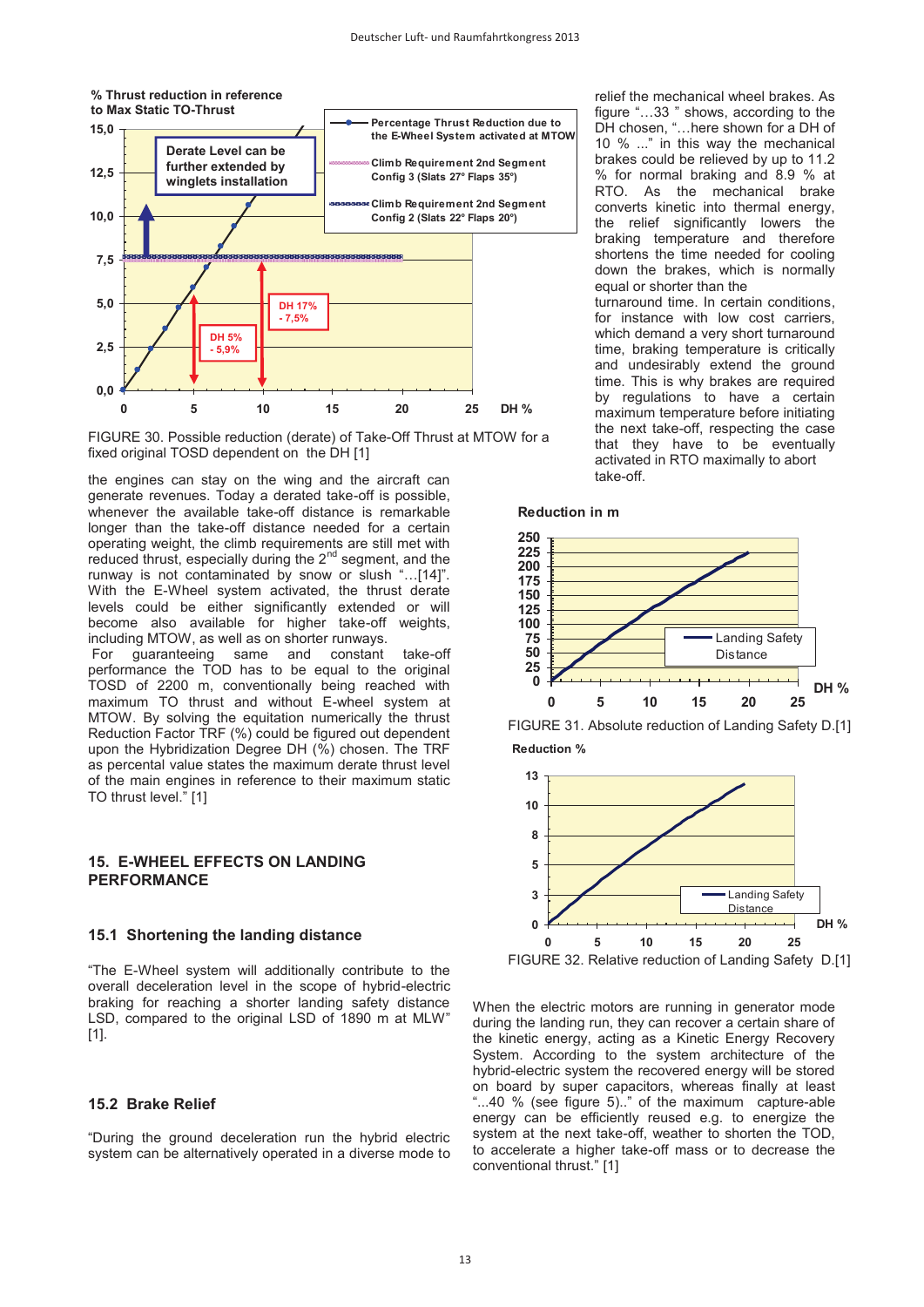FIGURE 30. Possible reduction (derate) of Take-Off Thrust at MTOW for a fixed original TOSD dependent on the DH [1]

the engines can stay on the wing and the aircraft can generate revenues. Today a derated take-off is possible, whenever the available take-off distance is remarkable longer than the take-off distance needed for a certain operating weight, the climb requirements are still met with reduced thrust, especially during the 2nd segment, and the runway is not contaminated by snow or slush "…[14]". With the E-Wheel system activated, the thrust derate levels could be either significantly extended or will become also available for higher take-off weights, including MTOW, as well as on shorter runways.

For guaranteeing same and constant take-off performance the TOD has to be equal to the original TOSD of 2200 m, conventionally being reached with maximum TO thrust and without E-wheel system at MTOW. By solving the equitation numerically the thrust Reduction Factor TRF (%) could be figured out dependent upon the Hybridization Degree DH (%) chosen. The TRF as percental value states the maximum derate thrust level of the main engines in reference to their maximum static TO thrust level." [1]

## 15. E-WHEEL EFFECTS ON LANDING PERFORMANCE

### 15.1 Shortening the landing distance

"The E-Wheel system will additionally contribute to the overall deceleration level in the scope of hybrid-electric braking for reaching a shorter landing safety distance LSD, compared to the original LSD of 1890 m at MLW" [1].

### 15.2 Brake Relief

"During the ground deceleration run the hybrid electric system can be alternatively operated in a diverse mode to relief the mechanical wheel brakes. As figure "…33 " shows, according to the DH chosen, "…here shown for a DH of 10 % ..." in this way the mechanical brakes could be relieved by up to 11.2 % for normal braking and 8.9 % at RTO. As the mechanical brake converts kinetic into thermal energy, the relief significantly lowers the braking temperature and therefore shortens the time needed for cooling down the brakes, which is normally equal or shorter than the turnaround time. In certain conditions, for instance with low cost carriers, which demand a very short turnaround time, braking temperature is critically and undesirably extend the ground time. This is why brakes are required by regulations to have a certain maximum temperature before initiating the next take-off, respecting the case that they have to be eventually activated in RTO maximally to abort take-off.

FIGURE 31. Absolute reduction of Landing Safety D.[1]

FIGURE 32. Relative reduction of Landing Safety D.[1]

When the electric motors are running in generator mode during the landing run, they can recover a certain share of the kinetic energy, acting as a Kinetic Energy Recovery System. According to the system architecture of the hybrid-electric system the recovered energy will be stored on board by super capacitors, whereas finally at least "...40 % (see figure 5).." of the maximum capture-able energy can be efficiently reused e.g. to energize the system at the next take-off, weather to shorten the TOD, to accelerate a higher take-off mass or to decrease the conventional thrust." [1]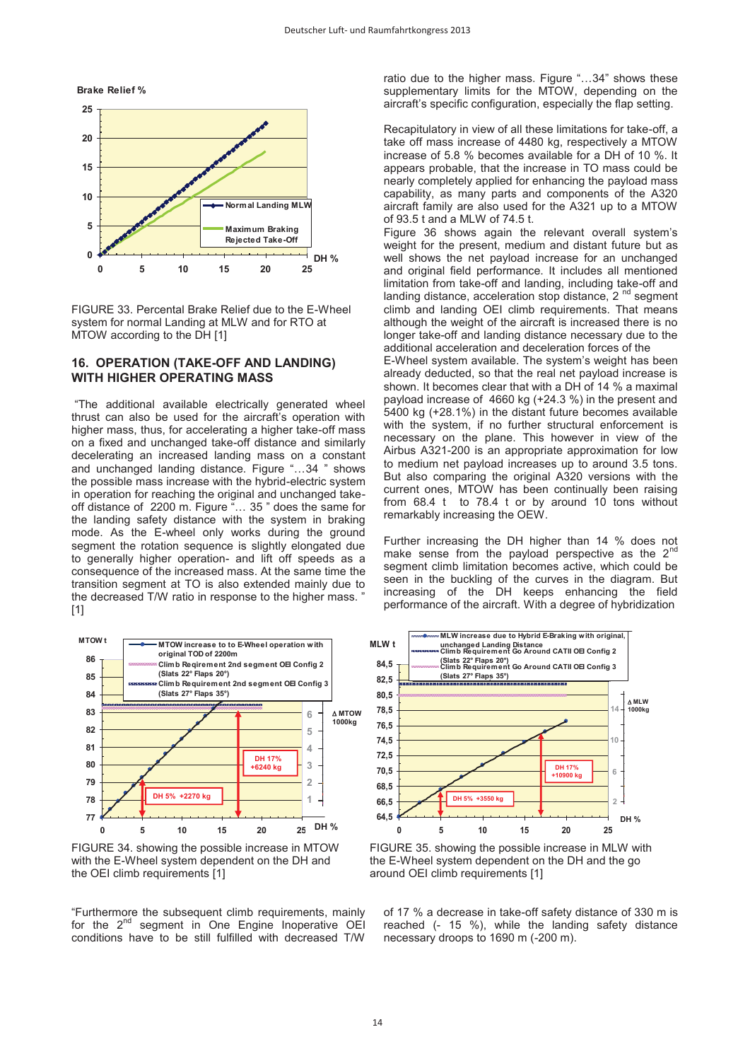FIGURE 33. Percental Brake Relief due to the E-Wheel system for normal Landing at MLW and for RTO at MTOW according to the DH [1]

## 16. OPERATION (TAKE-OFF AND LANDING) WITH HIGHER OPERATING MASS

"The additional available electrically generated wheel thrust can also be used for the aircraft's operation with higher mass, thus, for accelerating a higher take-off mass on a fixed and unchanged take-off distance and similarly decelerating an increased landing mass on a constant and unchanged landing distance. Figure "…34 " shows the possible mass increase with the hybrid-electric system in operation for reaching the original and unchanged take-off distance of 2200 m. Figure "… 35 " does the same for the landing safety distance with the system in braking mode. As the E-wheel only works during the ground segment the rotation sequence is slightly elongated due to generally higher operation- and lift off speeds as a consequence of the increased mass. At the same time the transition segment at TO is also extended mainly due to the decreased T/W ratio in response to the higher mass. " [1]

FIGURE 34. showing the possible increase in MTOW with the E-Wheel system dependent on the DH and the OEI climb requirements [1]

FIGURE 35. showing the possible increase in MLW with the E-Wheel system dependent on the DH and the go around OEI climb requirements [1]

"Furthermore the subsequent climb requirements, mainly for the 2nd segment in One Engine Inoperative OEI conditions have to be still fulfilled with decreased T/W ratio due to the higher mass. Figure "…34" shows these supplementary limits for the MTOW, depending on the aircraft's specific configuration, especially the flap setting.

Recapitulatory in view of all these limitations for take-off, a take off mass increase of 4480 kg, respectively a MTOW increase of 5.8 % becomes available for a DH of 10 %. It appears probable, that the increase in TO mass could be nearly completely applied for enhancing the payload mass capability, as many parts and components of the A320 aircraft family are also used for the A321 up to a MTOW of 93.5 t and a MLW of 74.5 t.

Figure 36 shows again the relevant overall system's weight for the present, medium and distant future but as well shows the net payload increase for an unchanged and original field performance. It includes all mentioned limitation from take-off and landing, including take-off and landing distance, acceleration stop distance, 2nd segment climb and landing OEI climb requirements. That means although the weight of the aircraft is increased there is no longer take-off and landing distance necessary due to the additional acceleration and deceleration forces of the E-Wheel system available. The system's weight has been already deducted, so that the real net payload increase is shown. It becomes clear that with a DH of 14 % a maximal payload increase of 4660 kg (+24.3 %) in the present and 5400 kg (+28.1%) in the distant future becomes available with the system, if no further structural enforcement is necessary on the plane. This however in view of the Airbus A321-200 is an appropriate approximation for low to medium net payload increases up to around 3.5 tons. But also comparing the original A320 versions with the current ones, MTOW has been continually been raising from 68.4 t to 78.4 t or by around 10 tons without remarkably increasing the OEW.

Further increasing the DH higher than 14 % does not make sense from the payload perspective as the 2nd segment climb limitation becomes active, which could be seen in the buckling of the curves in the diagram. But increasing of the DH keeps enhancing the field performance of the aircraft. With a degree of hybridization of 17 % a decrease in take-off safety distance of 330 m is reached (- 15 %), while the landing safety distance necessary droops to 1690 m (-200 m).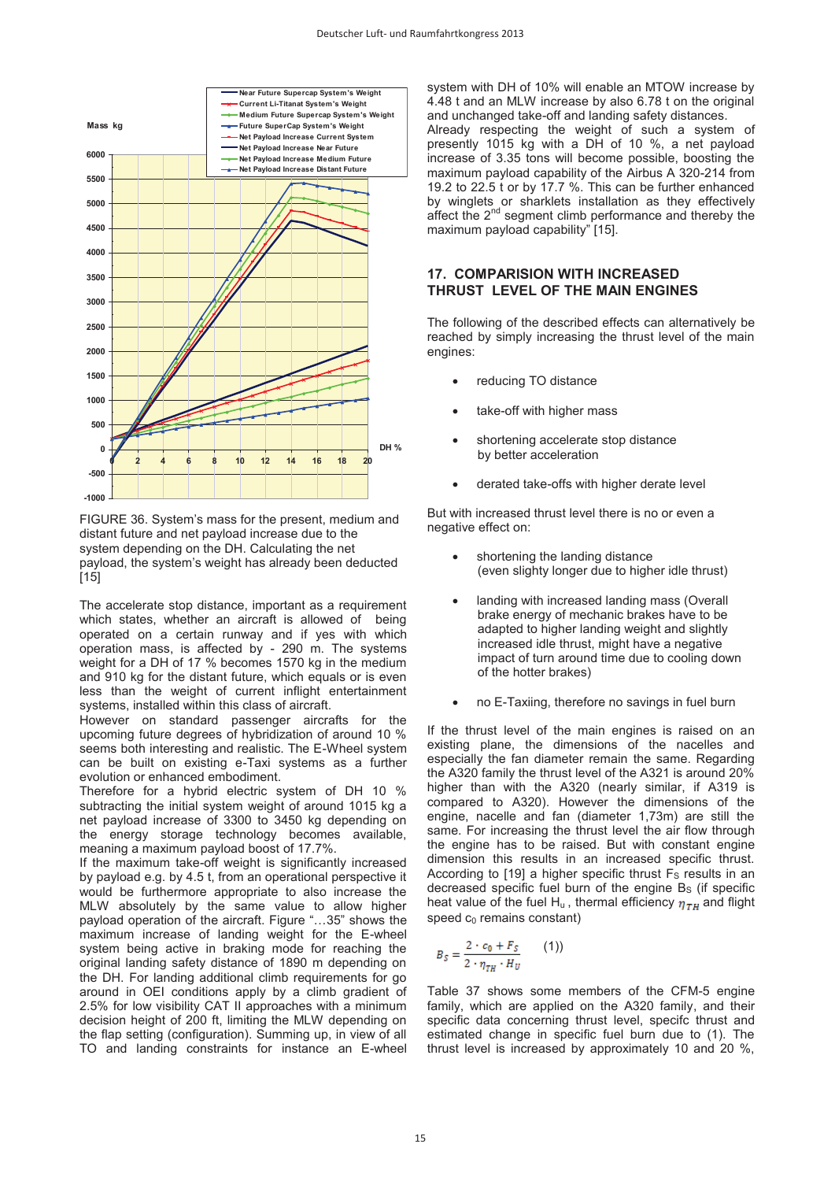FIGURE 36. System's mass for the present, medium and distant future and net payload increase due to the system depending on the DH. Calculating the net payload, the system's weight has already been deducted [15]

The accelerate stop distance, important as a requirement which states, whether an aircraft is allowed of being operated on a certain runway and if yes with which operation mass, is affected by - 290 m. The systems weight for a DH of 17 % becomes 1570 kg in the medium and 910 kg for the distant future, which equals or is even less than the weight of current inflight entertainment systems, installed within this class of aircraft.

However on standard passenger aircrafts for the upcoming future degrees of hybridization of around 10 % seems both interesting and realistic. The E-Wheel system can be built on existing e-Taxi systems as a further evolution or enhanced embodiment.

Therefore for a hybrid electric system of DH 10 % subtracting the initial system weight of around 1015 kg a net payload increase of 3300 to 3450 kg depending on the energy storage technology becomes available, meaning a maximum payload boost of 17.7%.

If the maximum take-off weight is significantly increased by payload e.g. by 4.5 t, from an operational perspective it would be furthermore appropriate to also increase the MLW absolutely by the same value to allow higher payload operation of the aircraft. Figure "…35" shows the maximum increase of landing weight for the E-wheel system being active in braking mode for reaching the original landing safety distance of 1890 m depending on the DH. For landing additional climb requirements for go around in OEI conditions apply by a climb gradient of 2.5% for low visibility CAT II approaches with a minimum decision height of 200 ft, limiting the MLW depending on the flap setting (configuration). Summing up, in view of all TO and landing constraints for instance an E-wheel system with DH of 10% will enable an MTOW increase by 4.48 t and an MLW increase by also 6.78 t on the original and unchanged take-off and landing safety distances.

Already respecting the weight of such a system of presently 1015 kg with a DH of 10 %, a net payload increase of 3.35 tons will become possible, boosting the maximum payload capability of the Airbus A 320-214 from 19.2 to 22.5 t or by 17.7 %. This can be further enhanced by winglets or sharklets installation as they effectively affect the 2nd segment climb performance and thereby the maximum payload capability" [15].

## 17. COMPARISION WITH INCREASED THRUST LEVEL OF THE MAIN ENGINES

The following of the described effects can alternatively be reached by simply increasing the thrust level of the main engines:

- reducing TO distance
- take-off with higher mass
- shortening accelerate stop distance by better acceleration
- derated take-offs with higher derate level

But with increased thrust level there is no or even a negative effect on:

- shortening the landing distance (even slighty longer due to higher idle thrust)
- landing with increased landing mass (Overall brake energy of mechanic brakes have to be adapted to higher landing weight and slightly increased idle thrust, might have a negative impact of turn around time due to cooling down of the hotter brakes)
- no E-Taxiing, therefore no savings in fuel burn

If the thrust level of the main engines is raised on an existing plane, the dimensions of the nacelles and especially the fan diameter remain the same. Regarding the A320 family the thrust level of the A321 is around 20% higher than with the A320 (nearly similar, if A319 is compared to A320). However the dimensions of the engine, nacelle and fan (diameter 1,73m) are still the same. For increasing the thrust level the air flow through the engine has to be raised. But with constant engine dimension this results in an increased specific thrust. According to [19] a higher specific thrust $F_S$ results in an decreased specific fuel burn of the engine $B_S$ (if specific heat value of the fuel $H_u$, thermal efficiency $\eta_{TH}$ and flight speed $c_0$ remains constant)

$$B_S = \frac{2 \cdot c_0 + F_S}{2 \cdot \eta_{TH} \cdot H_U} \qquad (1)$$

Table 37 shows some members of the CFM-5 engine family, which are applied on the A320 family, and their specific data concerning thrust level, specifc thrust and estimated change in specific fuel burn due to (1). The thrust level is increased by approximately 10 and 20 %,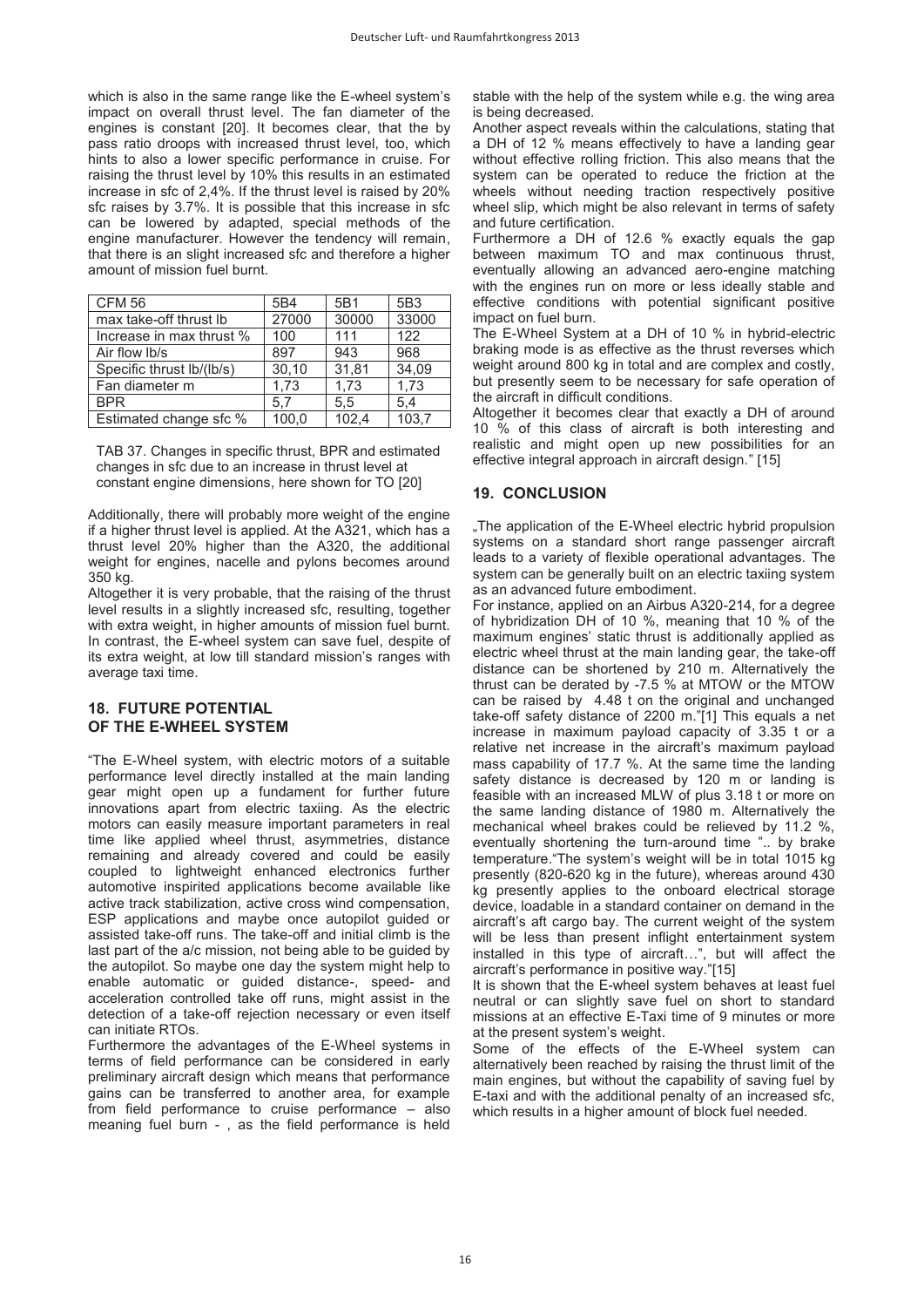which is also in the same range like the E-wheel system's impact on overall thrust level. The fan diameter of the engines is constant [20]. It becomes clear, that the by pass ratio droops with increased thrust level, too, which hints to also a lower specific performance in cruise. For raising the thrust level by 10% this results in an estimated increase in sfc of 2,4%. If the thrust level is raised by 20% sfc raises by 3.7%. It is possible that this increase in sfc can be lowered by adapted, special methods of the engine manufacturer. However the tendency will remain, that there is an slight increased sfc and therefore a higher amount of mission fuel burnt.

| CFM 56 | 5B4 | 5B1 | 5B3 |
|---|---|---|---|
| max take-off thrust lb | 27000 | 30000 | 33000 |
| Increase in max thrust % | 100 | 111 | 122 |
| Air flow lb/s | 897 | 943 | 968 |
| Specific thrust lb/(lb/s) | 30,10 | 31,81 | 34,09 |
| Fan diameter m | 1,73 | 1,73 | 1,73 |
| BPR | 5,7 | 5,5 | 5,4 |
| Estimated change sfc % | 100,0 | 102,4 | 103,7 |

TAB 37. Changes in specific thrust, BPR and estimated changes in sfc due to an increase in thrust level at constant engine dimensions, here shown for TO [20]

Additionally, there will probably more weight of the engine if a higher thrust level is applied. At the A321, which has a thrust level 20% higher than the A320, the additional weight for engines, nacelle and pylons becomes around 350 kg.

Altogether it is very probable, that the raising of the thrust level results in a slightly increased sfc, resulting, together with extra weight, in higher amounts of mission fuel burnt. In contrast, the E-wheel system can save fuel, despite of its extra weight, at low till standard mission's ranges with average taxi time.

## 18. FUTURE POTENTIAL OF THE E-WHEEL SYSTEM

"The E-Wheel system, with electric motors of a suitable performance level directly installed at the main landing gear might open up a fundament for further future innovations apart from electric taxiing. As the electric motors can easily measure important parameters in real time like applied wheel thrust, asymmetries, distance remaining and already covered and could be easily coupled to lightweight enhanced electronics further automotive inspirited applications become available like active track stabilization, active cross wind compensation, ESP applications and maybe once autopilot guided or assisted take-off runs. The take-off and initial climb is the last part of the a/c mission, not being able to be guided by the autopilot. So maybe one day the system might help to enable automatic or guided distance-, speed- and acceleration controlled take off runs, might assist in the detection of a take-off rejection necessary or even itself can initiate RTOs.

Furthermore the advantages of the E-Wheel systems in terms of field performance can be considered in early preliminary aircraft design which means that performance gains can be transferred to another area, for example from field performance to cruise performance – also meaning fuel burn - , as the field performance is held stable with the help of the system while e.g. the wing area is being decreased.

Another aspect reveals within the calculations, stating that a DH of 12 % means effectively to have a landing gear without effective rolling friction. This also means that the system can be operated to reduce the friction at the wheels without needing traction respectively positive wheel slip, which might be also relevant in terms of safety and future certification.

Furthermore a DH of 12.6 % exactly equals the gap between maximum TO and max continuous thrust, eventually allowing an advanced aero-engine matching with the engines run on more or less ideally stable and effective conditions with potential significant positive impact on fuel burn.

The E-Wheel System at a DH of 10 % in hybrid-electric braking mode is as effective as the thrust reverses which weight around 800 kg in total and are complex and costly, but presently seem to be necessary for safe operation of the aircraft in difficult conditions.

Altogether it becomes clear that exactly a DH of around 10 % of this class of aircraft is both interesting and realistic and might open up new possibilities for an effective integral approach in aircraft design." [15]

## 19. CONCLUSION

„The application of the E-Wheel electric hybrid propulsion systems on a standard short range passenger aircraft leads to a variety of flexible operational advantages. The system can be generally built on an electric taxiing system as an advanced future embodiment.

For instance, applied on an Airbus A320-214, for a degree of hybridization DH of 10 %, meaning that 10 % of the maximum engines' static thrust is additionally applied as electric wheel thrust at the main landing gear, the take-off distance can be shortened by 210 m. Alternatively the thrust can be derated by -7.5 % at MTOW or the MTOW can be raised by 4.48 t on the original and unchanged take-off safety distance of 2200 m."[1] This equals a net increase in maximum payload capacity of 3.35 t or a relative net increase in the aircraft's maximum payload mass capability of 17.7 %. At the same time the landing safety distance is decreased by 120 m or landing is feasible with an increased MLW of plus 3.18 t or more on the same landing distance of 1980 m. Alternatively the mechanical wheel brakes could be relieved by 11.2 %, eventually shortening the turn-around time ".. by brake temperature."The system's weight will be in total 1015 kg presently (820-620 kg in the future), whereas around 430 kg presently applies to the onboard electrical storage device, loadable in a standard container on demand in the aircraft's aft cargo bay. The current weight of the system will be less than present inflight entertainment system installed in this type of aircraft…", but will affect the aircraft's performance in positive way."[15]

It is shown that the E-wheel system behaves at least fuel neutral or can slightly save fuel on short to standard missions at an effective E-Taxi time of 9 minutes or more at the present system's weight.

Some of the effects of the E-Wheel system can alternatively been reached by raising the thrust limit of the main engines, but without the capability of saving fuel by E-taxi and with the additional penalty of an increased sfc, which results in a higher amount of block fuel needed.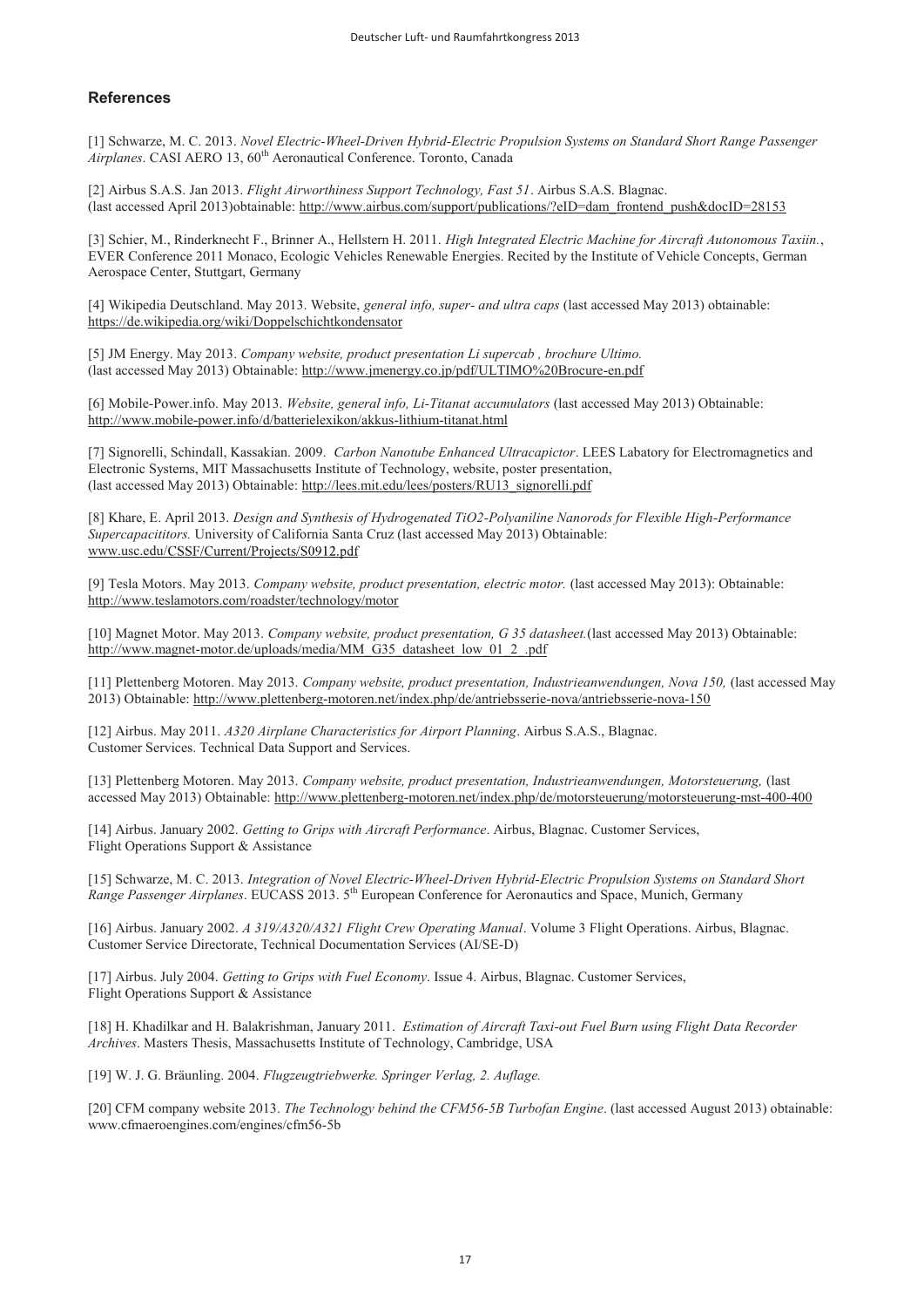## References

[1] Schwarze, M. C. 2013. *Novel Electric-Wheel-Driven Hybrid-Electric Propulsion Systems on Standard Short Range Passenger Airplanes*. CASI AERO 13, 60th Aeronautical Conference. Toronto, Canada

[2] Airbus S.A.S. Jan 2013. *Flight Airworthiness Support Technology, Fast 51*. Airbus S.A.S. Blagnac. (last accessed April 2013)obtainable: http://www.airbus.com/support/publications/?eID=dam_frontend_push&docID=28153

[3] Schier, M., Rinderknecht F., Brinner A., Hellstern H. 2011. *High Integrated Electric Machine for Aircraft Autonomous Taxiin.*, EVER Conference 2011 Monaco, Ecologic Vehicles Renewable Energies. Recited by the Institute of Vehicle Concepts, German Aerospace Center, Stuttgart, Germany

[4] Wikipedia Deutschland. May 2013. Website, *general info, super- and ultra caps* (last accessed May 2013) obtainable: https://de.wikipedia.org/wiki/Doppelschichtkondensator

[5] JM Energy. May 2013. *Company website, product presentation Li supercab , brochure Ultimo.* (last accessed May 2013) Obtainable: http://www.jmenergy.co.jp/pdf/ULTIMO%20Brocure-en.pdf

[6] Mobile-Power.info. May 2013. *Website, general info, Li-Titanat accumulators* (last accessed May 2013) Obtainable: http://www.mobile-power.info/d/batterielexikon/akkus-lithium-titanat.html

[7] Signorelli, Schindall, Kassakian. 2009. *Carbon Nanotube Enhanced Ultracapicitor*. LEES Labatory for Electromagnetics and Electronic Systems, MIT Massachusetts Institute of Technology, website, poster presentation, (last accessed May 2013) Obtainable: http://lees.mit.edu/lees/posters/RU13_signorelli.pdf

[8] Khare, E. April 2013. *Design and Synthesis of Hydrogenated TiO2-Polyaniline Nanorods for Flexible High-Performance Supercapacititors.* University of California Santa Cruz (last accessed May 2013) Obtainable: www.usc.edu/CSSF/Current/Projects/S0912.pdf

[9] Tesla Motors. May 2013. *Company website, product presentation, electric motor.* (last accessed May 2013): Obtainable: http://www.teslamotors.com/roadster/technology/motor

[10] Magnet Motor. May 2013. *Company website, product presentation, G 35 datasheet.*(last accessed May 2013) Obtainable: http://www.magnet-motor.de/uploads/media/MM_G35_datasheet_low_01_2_.pdf

[11] Plettenberg Motoren. May 2013. *Company website, product presentation, Industrieanwendungen, Nova 150,* (last accessed May 2013) Obtainable: http://www.plettenberg-motoren.net/index.php/de/antriebsserie-nova/antriebsserie-nova-150

[12] Airbus. May 2011. *A320 Airplane Characteristics for Airport Planning*. Airbus S.A.S., Blagnac. Customer Services. Technical Data Support and Services.

[13] Plettenberg Motoren. May 2013. *Company website, product presentation, Industrieanwendungen, Motorsteuerung,* (last accessed May 2013) Obtainable: http://www.plettenberg-motoren.net/index.php/de/motorsteuerung/motorsteuerung-mst-400-400

[14] Airbus. January 2002. *Getting to Grips with Aircraft Performance*. Airbus, Blagnac. Customer Services, Flight Operations Support & Assistance

[15] Schwarze, M. C. 2013. *Integration of Novel Electric-Wheel-Driven Hybrid-Electric Propulsion Systems on Standard Short Range Passenger Airplanes*. EUCASS 2013. 5th European Conference for Aeronautics and Space, Munich, Germany

[16] Airbus. January 2002. *A 319/A320/A321 Flight Crew Operating Manual*. Volume 3 Flight Operations. Airbus, Blagnac. Customer Service Directorate, Technical Documentation Services (AI/SE-D)

[17] Airbus. July 2004. *Getting to Grips with Fuel Economy*. Issue 4. Airbus, Blagnac. Customer Services, Flight Operations Support & Assistance

[18] H. Khadilkar and H. Balakrishman, January 2011. *Estimation of Aircraft Taxi-out Fuel Burn using Flight Data Recorder Archives*. Masters Thesis, Massachusetts Institute of Technology, Cambridge, USA

[19] W. J. G. Bräunling. 2004. *Flugzeugtriebwerke. Springer Verlag, 2. Auflage.*

[20] CFM company website 2013. *The Technology behind the CFM56-5B Turbofan Engine*. (last accessed August 2013) obtainable: www.cfmaeroengines.com/engines/cfm56-5b